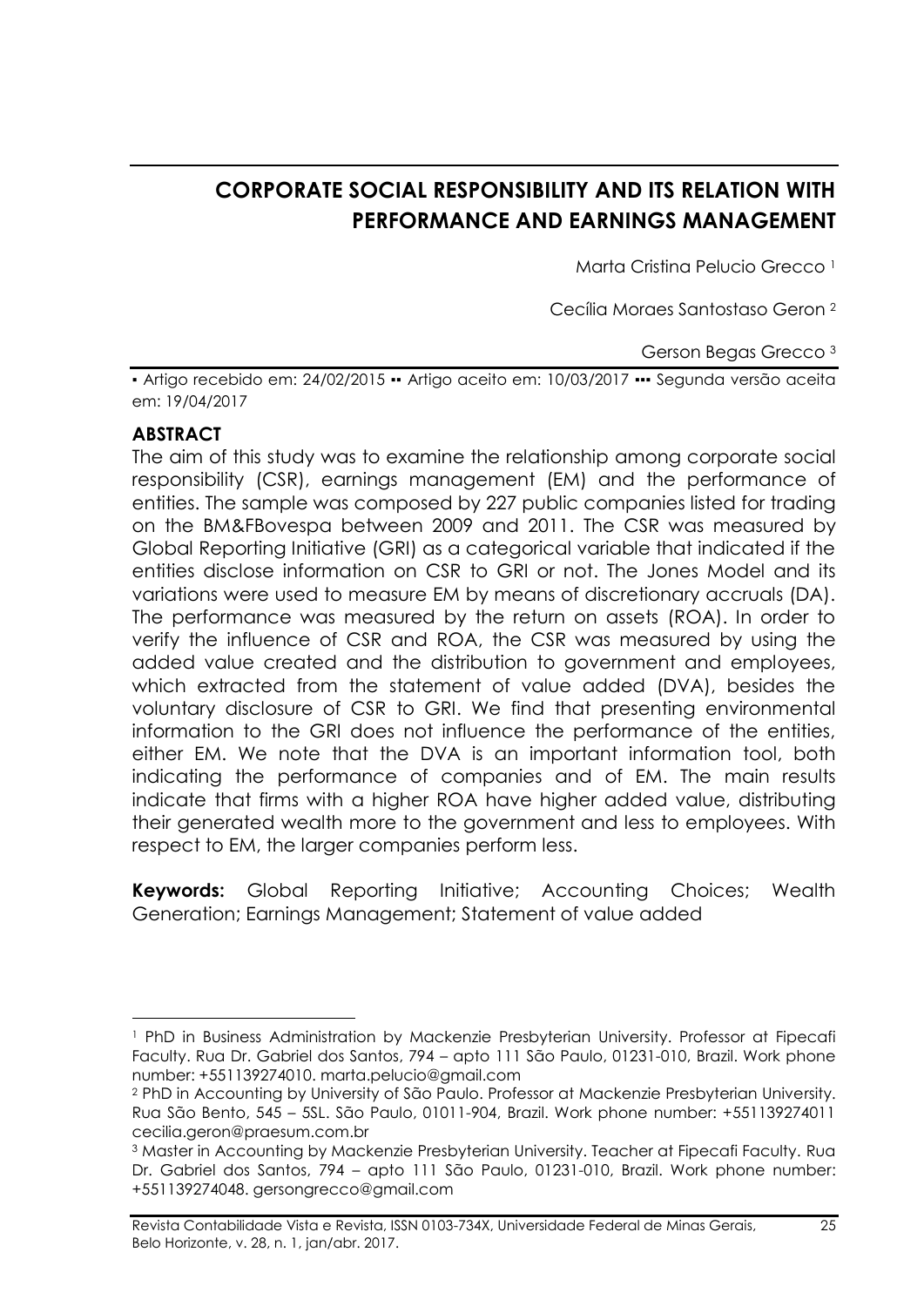# CORPORATE SOCIAL RESPONSIBILITY AND ITS RELATION WITH PERFORMANCE AND EARNINGS MANAGEMENT

Marta Cristina Pelucio Grecco [1]

Cecília Moraes Santostaso Geron [2]

Gerson Begas Grecco [3]

▪ Artigo recebido em: 24/02/2015 ▪▪ Artigo aceito em: 10/03/2017 ▪▪▪ Segunda versão aceita em: 19/04/2017

**ABSTRACT**

The aim of this study was to examine the relationship among corporate social responsibility (CSR), earnings management (EM) and the performance of entities. The sample was composed by 227 public companies listed for trading on the BM&FBovespa between 2009 and 2011. The CSR was measured by Global Reporting Initiative (GRI) as a categorical variable that indicated if the entities disclose information on CSR to GRI or not. The Jones Model and its variations were used to measure EM by means of discretionary accruals (DA). The performance was measured by the return on assets (ROA). In order to verify the influence of CSR and ROA, the CSR was measured by using the added value created and the distribution to government and employees, which extracted from the statement of value added (DVA), besides the voluntary disclosure of CSR to GRI. We find that presenting environmental information to the GRI does not influence the performance of the entities, either EM. We note that the DVA is an important information tool, both indicating the performance of companies and of EM. The main results indicate that firms with a higher ROA have higher added value, distributing their generated wealth more to the government and less to employees. With respect to EM, the larger companies perform less.

**Keywords:** Global Reporting Initiative; Accounting Choices; Wealth Generation; Earnings Management; Statement of value added

---

[1] PhD in Business Administration by Mackenzie Presbyterian University. Professor at Fipecafi Faculty. Rua Dr. Gabriel dos Santos, 794 – apto 111 São Paulo, 01231-010, Brazil. Work phone number: +551139274010. marta.pelucio@gmail.com

[2] PhD in Accounting by University of São Paulo. Professor at Mackenzie Presbyterian University. Rua São Bento, 545 – 5SL. São Paulo, 01011-904, Brazil. Work phone number: +551139274011 cecilia.geron@praesum.com.br

[3] Master in Accounting by Mackenzie Presbyterian University. Teacher at Fipecafi Faculty. Rua Dr. Gabriel dos Santos, 794 – apto 111 São Paulo, 01231-010, Brazil. Work phone number: +551139274048. gersongrecco@gmail.com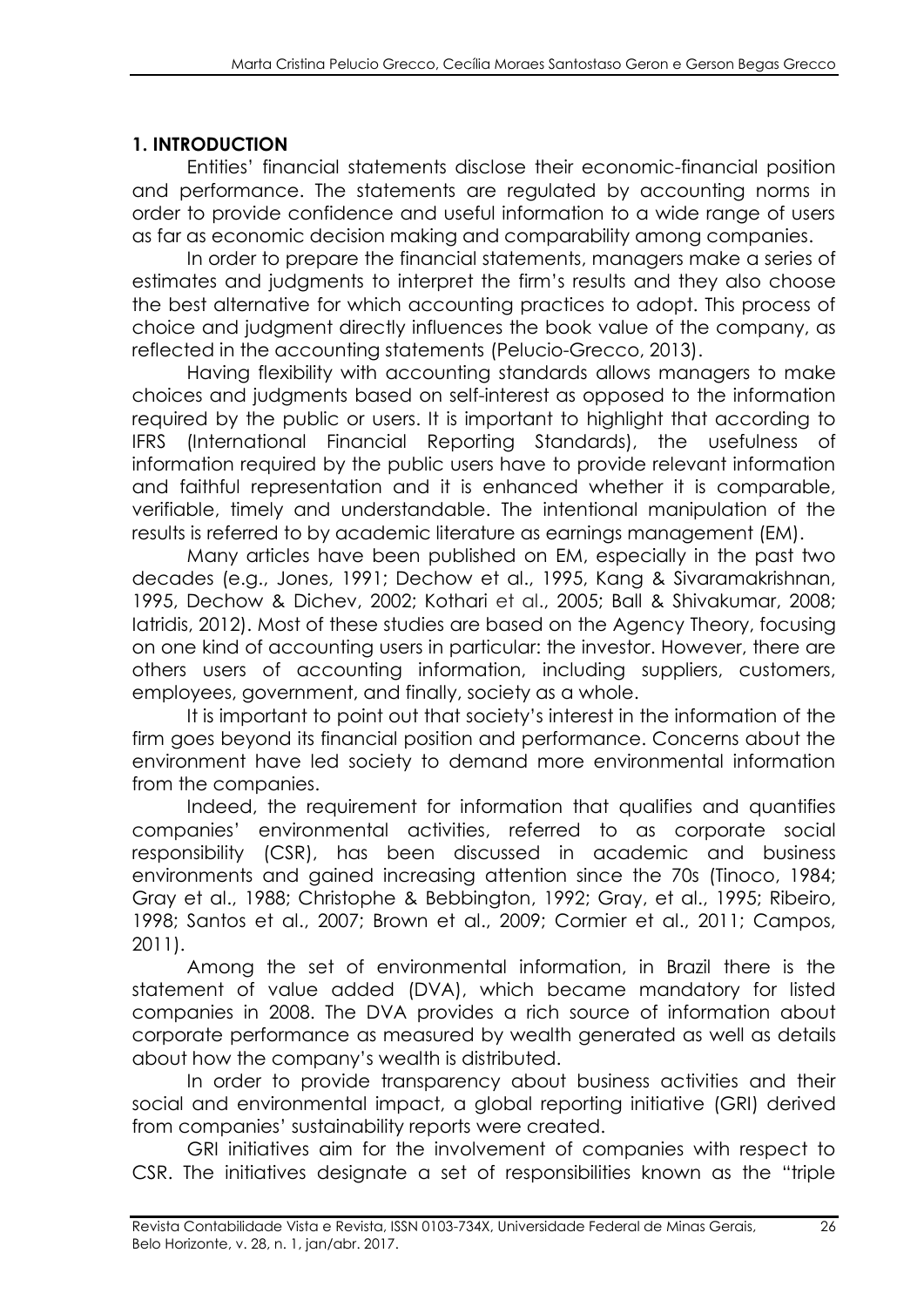## 1. INTRODUCTION

Entities' financial statements disclose their economic-financial position and performance. The statements are regulated by accounting norms in order to provide confidence and useful information to a wide range of users as far as economic decision making and comparability among companies.

In order to prepare the financial statements, managers make a series of estimates and judgments to interpret the firm's results and they also choose the best alternative for which accounting practices to adopt. This process of choice and judgment directly influences the book value of the company, as reflected in the accounting statements (Pelucio-Grecco, 2013).

Having flexibility with accounting standards allows managers to make choices and judgments based on self-interest as opposed to the information required by the public or users. It is important to highlight that according to IFRS (International Financial Reporting Standards), the usefulness of information required by the public users have to provide relevant information and faithful representation and it is enhanced whether it is comparable, verifiable, timely and understandable. The intentional manipulation of the results is referred to by academic literature as earnings management (EM).

Many articles have been published on EM, especially in the past two decades (e.g., Jones, 1991; Dechow et al., 1995, Kang & Sivaramakrishnan, 1995, Dechow & Dichev, 2002; Kothari et al., 2005; Ball & Shivakumar, 2008; Iatridis, 2012). Most of these studies are based on the Agency Theory, focusing on one kind of accounting users in particular: the investor. However, there are others users of accounting information, including suppliers, customers, employees, government, and finally, society as a whole.

It is important to point out that society's interest in the information of the firm goes beyond its financial position and performance. Concerns about the environment have led society to demand more environmental information from the companies.

Indeed, the requirement for information that qualifies and quantifies companies' environmental activities, referred to as corporate social responsibility (CSR), has been discussed in academic and business environments and gained increasing attention since the 70s (Tinoco, 1984; Gray et al., 1988; Christophe & Bebbington, 1992; Gray, et al., 1995; Ribeiro, 1998; Santos et al., 2007; Brown et al., 2009; Cormier et al., 2011; Campos, 2011).

Among the set of environmental information, in Brazil there is the statement of value added (DVA), which became mandatory for listed companies in 2008. The DVA provides a rich source of information about corporate performance as measured by wealth generated as well as details about how the company's wealth is distributed.

In order to provide transparency about business activities and their social and environmental impact, a global reporting initiative (GRI) derived from companies' sustainability reports were created.

GRI initiatives aim for the involvement of companies with respect to CSR. The initiatives designate a set of responsibilities known as the "triple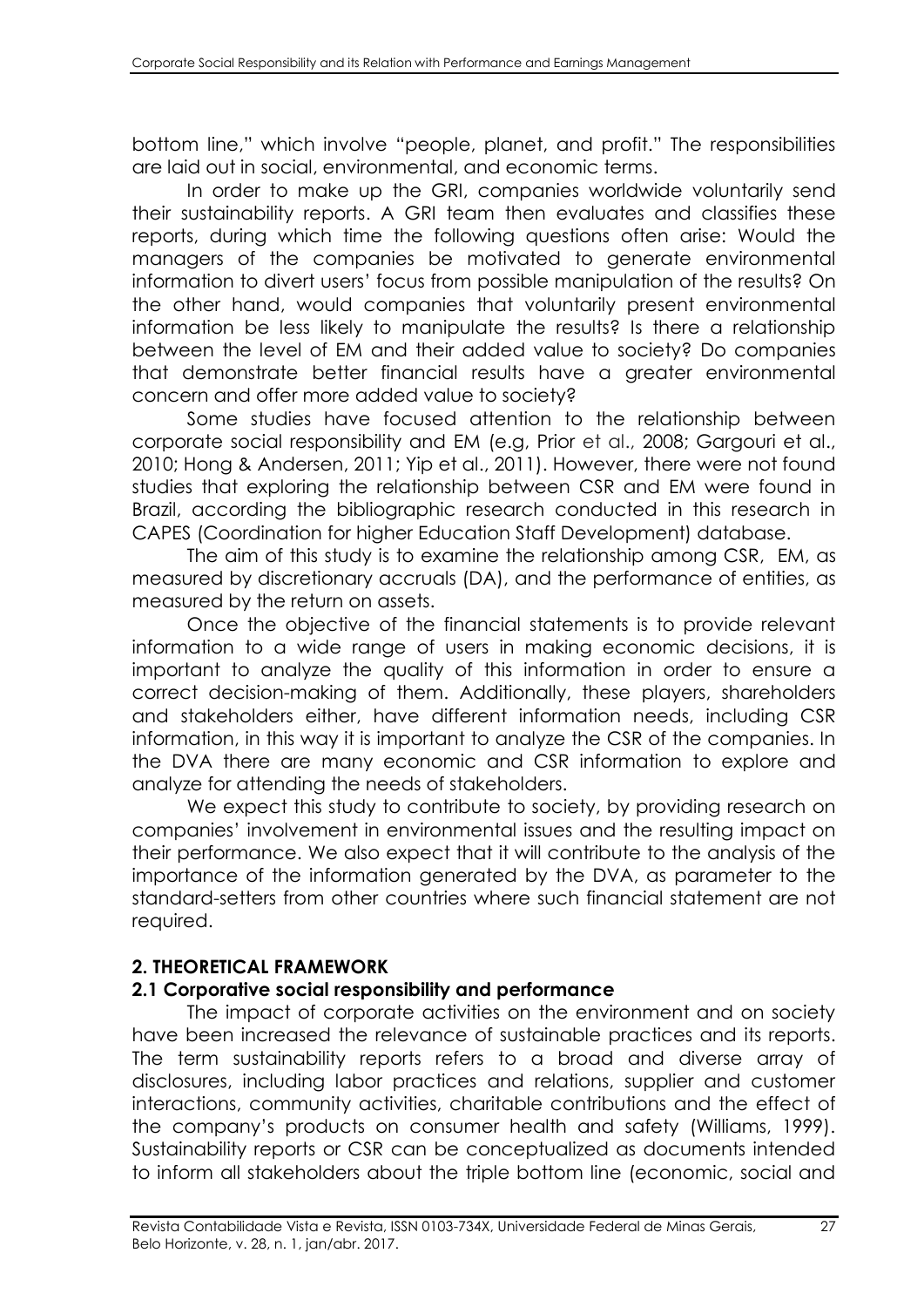bottom line," which involve "people, planet, and profit." The responsibilities are laid out in social, environmental, and economic terms.

In order to make up the GRI, companies worldwide voluntarily send their sustainability reports. A GRI team then evaluates and classifies these reports, during which time the following questions often arise: Would the managers of the companies be motivated to generate environmental information to divert users' focus from possible manipulation of the results? On the other hand, would companies that voluntarily present environmental information be less likely to manipulate the results? Is there a relationship between the level of EM and their added value to society? Do companies that demonstrate better financial results have a greater environmental concern and offer more added value to society?

Some studies have focused attention to the relationship between corporate social responsibility and EM (e.g, Prior et al., 2008; Gargouri et al., 2010; Hong & Andersen, 2011; Yip et al., 2011). However, there were not found studies that exploring the relationship between CSR and EM were found in Brazil, according the bibliographic research conducted in this research in CAPES (Coordination for higher Education Staff Development) database.

The aim of this study is to examine the relationship among CSR, EM, as measured by discretionary accruals (DA), and the performance of entities, as measured by the return on assets.

Once the objective of the financial statements is to provide relevant information to a wide range of users in making economic decisions, it is important to analyze the quality of this information in order to ensure a correct decision-making of them. Additionally, these players, shareholders and stakeholders either, have different information needs, including CSR information, in this way it is important to analyze the CSR of the companies. In the DVA there are many economic and CSR information to explore and analyze for attending the needs of stakeholders.

We expect this study to contribute to society, by providing research on companies' involvement in environmental issues and the resulting impact on their performance. We also expect that it will contribute to the analysis of the importance of the information generated by the DVA, as parameter to the standard-setters from other countries where such financial statement are not required.

## 2. THEORETICAL FRAMEWORK

### 2.1 Corporative social responsibility and performance

The impact of corporate activities on the environment and on society have been increased the relevance of sustainable practices and its reports. The term sustainability reports refers to a broad and diverse array of disclosures, including labor practices and relations, supplier and customer interactions, community activities, charitable contributions and the effect of the company's products on consumer health and safety (Williams, 1999). Sustainability reports or CSR can be conceptualized as documents intended to inform all stakeholders about the triple bottom line (economic, social and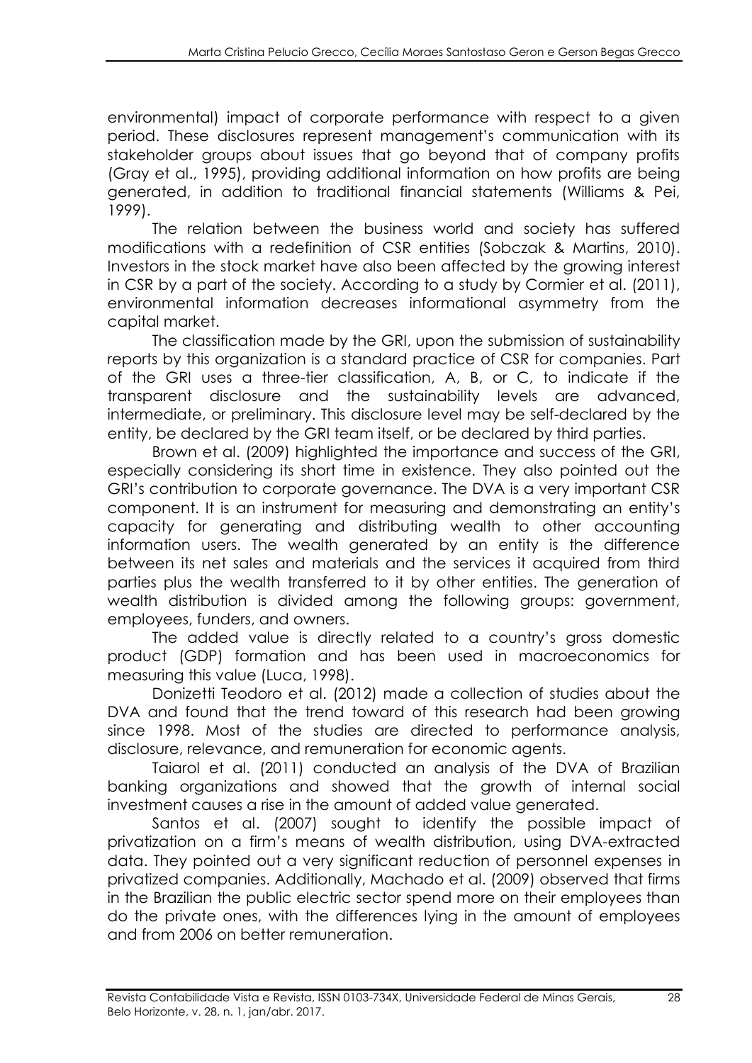environmental) impact of corporate performance with respect to a given period. These disclosures represent management's communication with its stakeholder groups about issues that go beyond that of company profits (Gray et al., 1995), providing additional information on how profits are being generated, in addition to traditional financial statements (Williams & Pei, 1999).

The relation between the business world and society has suffered modifications with a redefinition of CSR entities (Sobczak & Martins, 2010). Investors in the stock market have also been affected by the growing interest in CSR by a part of the society. According to a study by Cormier et al. (2011), environmental information decreases informational asymmetry from the capital market.

The classification made by the GRI, upon the submission of sustainability reports by this organization is a standard practice of CSR for companies. Part of the GRI uses a three-tier classification, A, B, or C, to indicate if the transparent disclosure and the sustainability levels are advanced, intermediate, or preliminary. This disclosure level may be self-declared by the entity, be declared by the GRI team itself, or be declared by third parties.

Brown et al. (2009) highlighted the importance and success of the GRI, especially considering its short time in existence. They also pointed out the GRI's contribution to corporate governance. The DVA is a very important CSR component. It is an instrument for measuring and demonstrating an entity's capacity for generating and distributing wealth to other accounting information users. The wealth generated by an entity is the difference between its net sales and materials and the services it acquired from third parties plus the wealth transferred to it by other entities. The generation of wealth distribution is divided among the following groups: government, employees, funders, and owners.

The added value is directly related to a country's gross domestic product (GDP) formation and has been used in macroeconomics for measuring this value (Luca, 1998).

Donizetti Teodoro et al. (2012) made a collection of studies about the DVA and found that the trend toward of this research had been growing since 1998. Most of the studies are directed to performance analysis, disclosure, relevance, and remuneration for economic agents.

Taiarol et al. (2011) conducted an analysis of the DVA of Brazilian banking organizations and showed that the growth of internal social investment causes a rise in the amount of added value generated.

Santos et al. (2007) sought to identify the possible impact of privatization on a firm's means of wealth distribution, using DVA-extracted data. They pointed out a very significant reduction of personnel expenses in privatized companies. Additionally, Machado et al. (2009) observed that firms in the Brazilian the public electric sector spend more on their employees than do the private ones, with the differences lying in the amount of employees and from 2006 on better remuneration.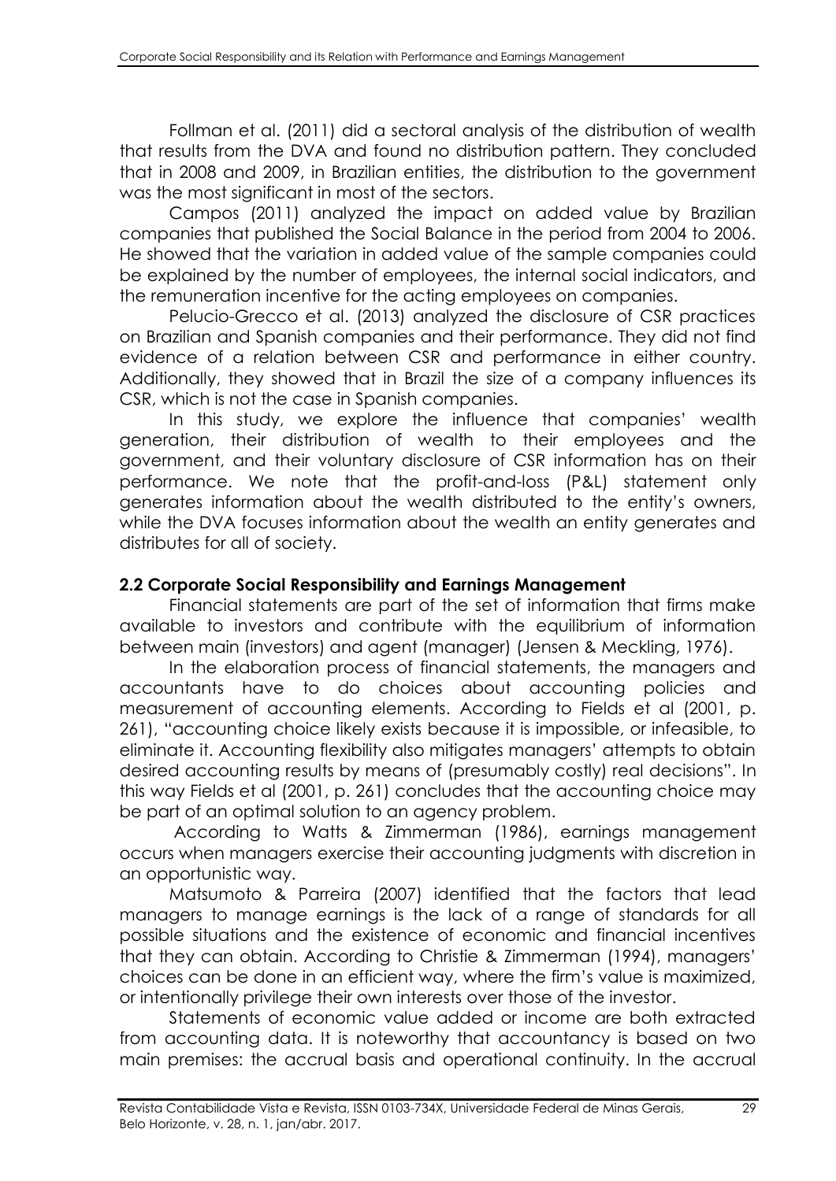Follman et al. (2011) did a sectoral analysis of the distribution of wealth that results from the DVA and found no distribution pattern. They concluded that in 2008 and 2009, in Brazilian entities, the distribution to the government was the most significant in most of the sectors.

Campos (2011) analyzed the impact on added value by Brazilian companies that published the Social Balance in the period from 2004 to 2006. He showed that the variation in added value of the sample companies could be explained by the number of employees, the internal social indicators, and the remuneration incentive for the acting employees on companies.

Pelucio-Grecco et al. (2013) analyzed the disclosure of CSR practices on Brazilian and Spanish companies and their performance. They did not find evidence of a relation between CSR and performance in either country. Additionally, they showed that in Brazil the size of a company influences its CSR, which is not the case in Spanish companies.

In this study, we explore the influence that companies' wealth generation, their distribution of wealth to their employees and the government, and their voluntary disclosure of CSR information has on their performance. We note that the profit-and-loss (P&L) statement only generates information about the wealth distributed to the entity's owners, while the DVA focuses information about the wealth an entity generates and distributes for all of society.

## 2.2 Corporate Social Responsibility and Earnings Management

Financial statements are part of the set of information that firms make available to investors and contribute with the equilibrium of information between main (investors) and agent (manager) (Jensen & Meckling, 1976).

In the elaboration process of financial statements, the managers and accountants have to do choices about accounting policies and measurement of accounting elements. According to Fields et al (2001, p. 261), "accounting choice likely exists because it is impossible, or infeasible, to eliminate it. Accounting flexibility also mitigates managers' attempts to obtain desired accounting results by means of (presumably costly) real decisions". In this way Fields et al (2001, p. 261) concludes that the accounting choice may be part of an optimal solution to an agency problem.

According to Watts & Zimmerman (1986), earnings management occurs when managers exercise their accounting judgments with discretion in an opportunistic way.

Matsumoto & Parreira (2007) identified that the factors that lead managers to manage earnings is the lack of a range of standards for all possible situations and the existence of economic and financial incentives that they can obtain. According to Christie & Zimmerman (1994), managers' choices can be done in an efficient way, where the firm's value is maximized, or intentionally privilege their own interests over those of the investor.

Statements of economic value added or income are both extracted from accounting data. It is noteworthy that accountancy is based on two main premises: the accrual basis and operational continuity. In the accrual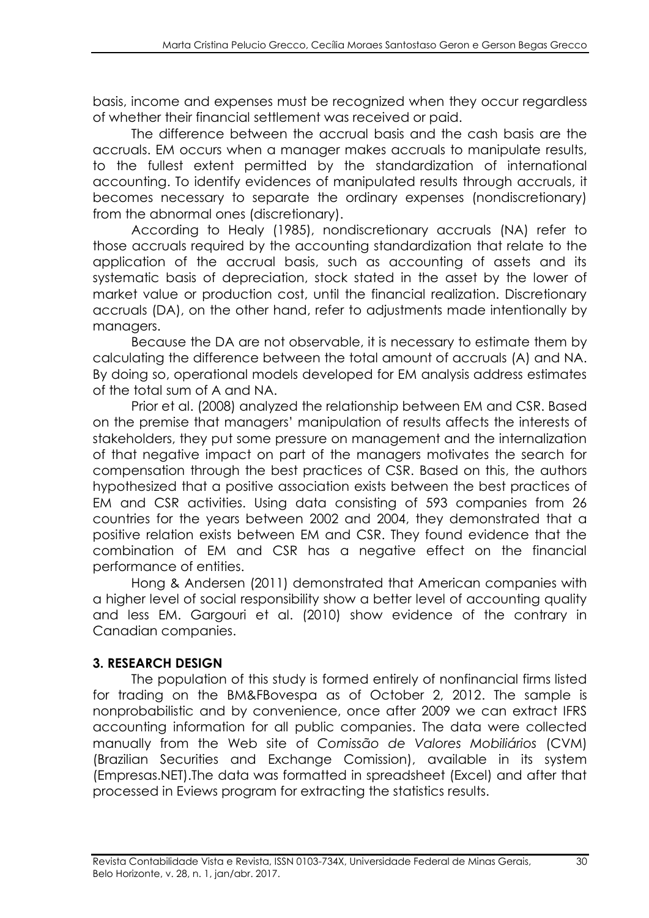basis, income and expenses must be recognized when they occur regardless of whether their financial settlement was received or paid.

The difference between the accrual basis and the cash basis are the accruals. EM occurs when a manager makes accruals to manipulate results, to the fullest extent permitted by the standardization of international accounting. To identify evidences of manipulated results through accruals, it becomes necessary to separate the ordinary expenses (nondiscretionary) from the abnormal ones (discretionary).

According to Healy (1985), nondiscretionary accruals (NA) refer to those accruals required by the accounting standardization that relate to the application of the accrual basis, such as accounting of assets and its systematic basis of depreciation, stock stated in the asset by the lower of market value or production cost, until the financial realization. Discretionary accruals (DA), on the other hand, refer to adjustments made intentionally by managers.

Because the DA are not observable, it is necessary to estimate them by calculating the difference between the total amount of accruals (A) and NA. By doing so, operational models developed for EM analysis address estimates of the total sum of A and NA.

Prior et al. (2008) analyzed the relationship between EM and CSR. Based on the premise that managers' manipulation of results affects the interests of stakeholders, they put some pressure on management and the internalization of that negative impact on part of the managers motivates the search for compensation through the best practices of CSR. Based on this, the authors hypothesized that a positive association exists between the best practices of EM and CSR activities. Using data consisting of 593 companies from 26 countries for the years between 2002 and 2004, they demonstrated that a positive relation exists between EM and CSR. They found evidence that the combination of EM and CSR has a negative effect on the financial performance of entities.

Hong & Andersen (2011) demonstrated that American companies with a higher level of social responsibility show a better level of accounting quality and less EM. Gargouri et al. (2010) show evidence of the contrary in Canadian companies.

## 3. RESEARCH DESIGN

The population of this study is formed entirely of nonfinancial firms listed for trading on the BM&FBovespa as of October 2, 2012. The sample is nonprobabilistic and by convenience, once after 2009 we can extract IFRS accounting information for all public companies. The data were collected manually from the Web site of *Comissão de Valores Mobiliários* (CVM) (Brazilian Securities and Exchange Comission), available in its system (Empresas.NET).The data was formatted in spreadsheet (Excel) and after that processed in Eviews program for extracting the statistics results.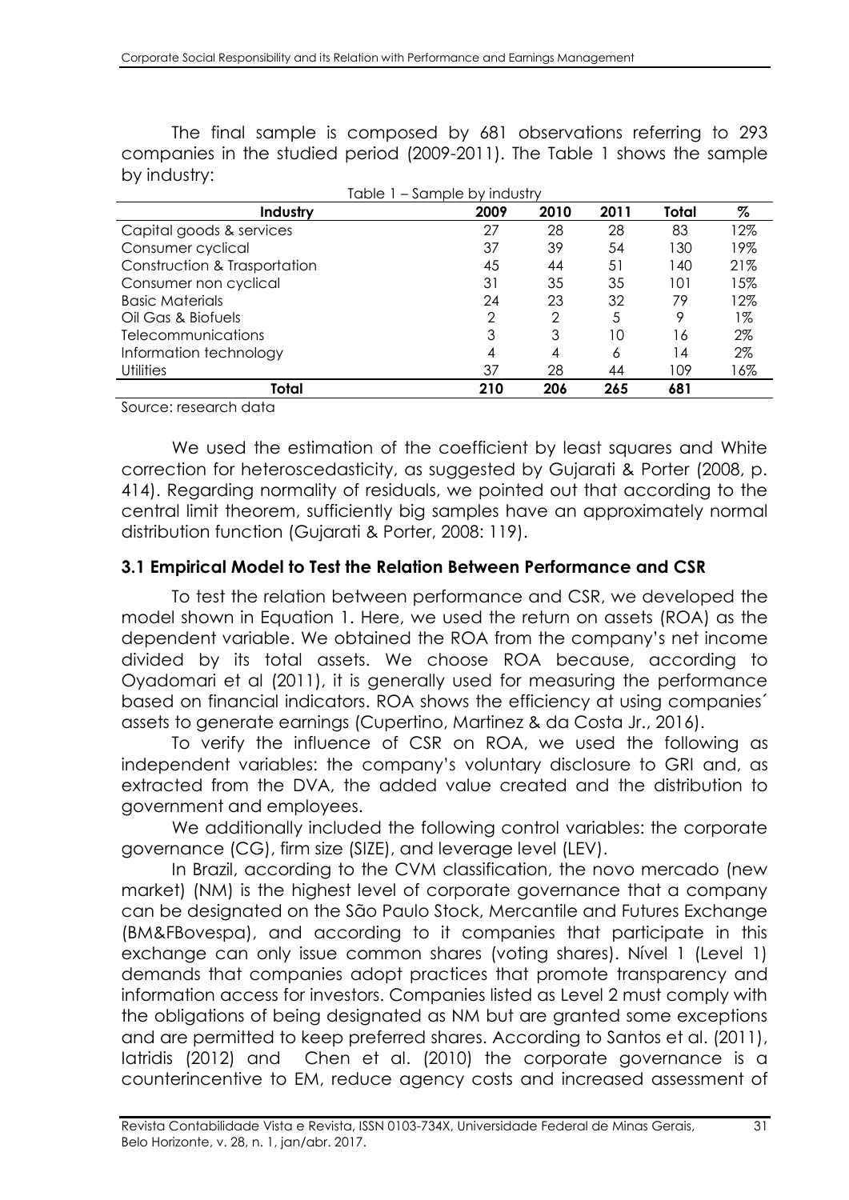The final sample is composed by 681 observations referring to 293 companies in the studied period (2009-2011). The Table 1 shows the sample by industry:

Table 1 – Sample by industry

| Industry | 2009 | 2010 | 2011 | Total | % |
|---|---|---|---|---|---|
| Capital goods & services | 27 | 28 | 28 | 83 | 12% |
| Consumer cyclical | 37 | 39 | 54 | 130 | 19% |
| Construction & Trasportation | 45 | 44 | 51 | 140 | 21% |
| Consumer non cyclical | 31 | 35 | 35 | 101 | 15% |
| Basic Materials | 24 | 23 | 32 | 79 | 12% |
| Oil Gas & Biofuels | 2 | 2 | 5 | 9 | 1% |
| Telecommunications | 3 | 3 | 10 | 16 | 2% |
| Information technology | 4 | 4 | 6 | 14 | 2% |
| Utilities | 37 | 28 | 44 | 109 | 16% |
| **Total** | **210** | **206** | **265** | **681** | |

Source: research data

We used the estimation of the coefficient by least squares and White correction for heteroscedasticity, as suggested by Gujarati & Porter (2008, p. 414). Regarding normality of residuals, we pointed out that according to the central limit theorem, sufficiently big samples have an approximately normal distribution function (Gujarati & Porter, 2008: 119).

### 3.1 Empirical Model to Test the Relation Between Performance and CSR

To test the relation between performance and CSR, we developed the model shown in Equation 1. Here, we used the return on assets (ROA) as the dependent variable. We obtained the ROA from the company's net income divided by its total assets. We choose ROA because, according to Oyadomari et al (2011), it is generally used for measuring the performance based on financial indicators. ROA shows the efficiency at using companies´ assets to generate earnings (Cupertino, Martinez & da Costa Jr., 2016).

To verify the influence of CSR on ROA, we used the following as independent variables: the company's voluntary disclosure to GRI and, as extracted from the DVA, the added value created and the distribution to government and employees.

We additionally included the following control variables: the corporate governance (CG), firm size (SIZE), and leverage level (LEV).

In Brazil, according to the CVM classification, the novo mercado (new market) (NM) is the highest level of corporate governance that a company can be designated on the São Paulo Stock, Mercantile and Futures Exchange (BM&FBovespa), and according to it companies that participate in this exchange can only issue common shares (voting shares). Nível 1 (Level 1) demands that companies adopt practices that promote transparency and information access for investors. Companies listed as Level 2 must comply with the obligations of being designated as NM but are granted some exceptions and are permitted to keep preferred shares. According to Santos et al. (2011), Iatridis (2012) and Chen et al. (2010) the corporate governance is a counterincentive to EM, reduce agency costs and increased assessment of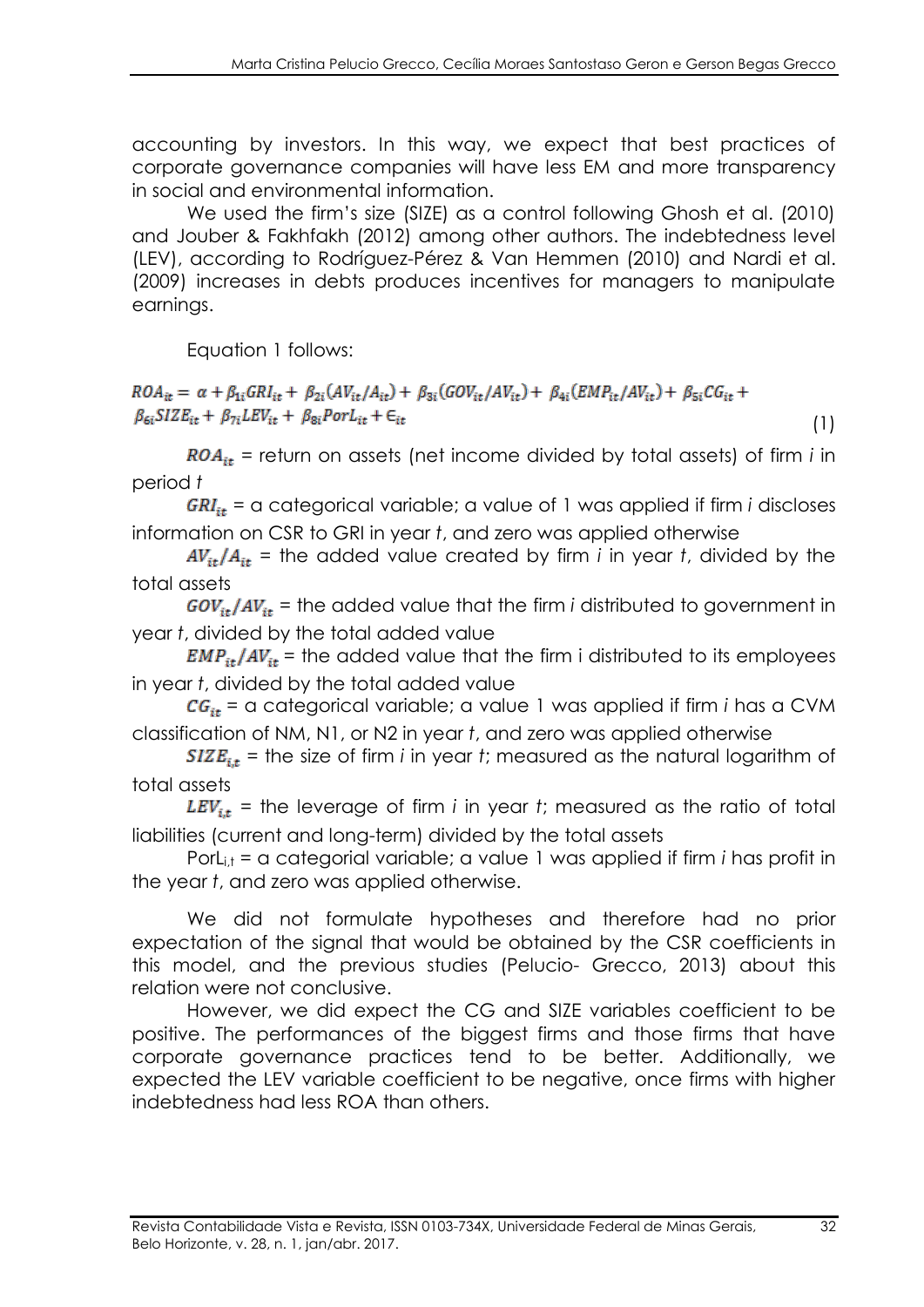accounting by investors. In this way, we expect that best practices of corporate governance companies will have less EM and more transparency in social and environmental information.

We used the firm's size (SIZE) as a control following Ghosh et al. (2010) and Jouber & Fakhfakh (2012) among other authors. The indebtedness level (LEV), according to Rodríguez-Pérez & Van Hemmen (2010) and Nardi et al. (2009) increases in debts produces incentives for managers to manipulate earnings.

Equation 1 follows:

$$ROA_{it} = \alpha + \beta_{1i}GRI_{it} + \beta_{2i}(AV_{it}/A_{it}) + \beta_{3i}(GOV_{it}/AV_{it}) + \beta_{4i}(EMP_{it}/AV_{it}) + \beta_{5i}CG_{it} + \beta_{6i}SIZE_{it} + \beta_{7i}LEV_{it} + \beta_{8i}PorL_{it} + \epsilon_{it} \quad (1)$$

$ROA_{it}$ = return on assets (net income divided by total assets) of firm *i* in period *t*

$GRI_{it}$ = a categorical variable; a value of 1 was applied if firm *i* discloses information on CSR to GRI in year *t*, and zero was applied otherwise

$AV_{it}/A_{it}$ = the added value created by firm *i* in year *t*, divided by the total assets

$GOV_{it}/AV_{it}$ = the added value that the firm *i* distributed to government in year *t*, divided by the total added value

$EMP_{it}/AV_{it}$ = the added value that the firm i distributed to its employees in year *t*, divided by the total added value

$CG_{it}$ = a categorical variable; a value 1 was applied if firm *i* has a CVM classification of NM, N1, or N2 in year *t*, and zero was applied otherwise

$SIZE_{i,t}$ = the size of firm *i* in year *t*; measured as the natural logarithm of total assets

$LEV_{i,t}$ = the leverage of firm *i* in year *t*; measured as the ratio of total liabilities (current and long-term) divided by the total assets

$PorL_{i,t}$ = a categorial variable; a value 1 was applied if firm *i* has profit in the year *t*, and zero was applied otherwise.

We did not formulate hypotheses and therefore had no prior expectation of the signal that would be obtained by the CSR coefficients in this model, and the previous studies (Pelucio- Grecco, 2013) about this relation were not conclusive.

However, we did expect the CG and SIZE variables coefficient to be positive. The performances of the biggest firms and those firms that have corporate governance practices tend to be better. Additionally, we expected the LEV variable coefficient to be negative, once firms with higher indebtedness had less ROA than others.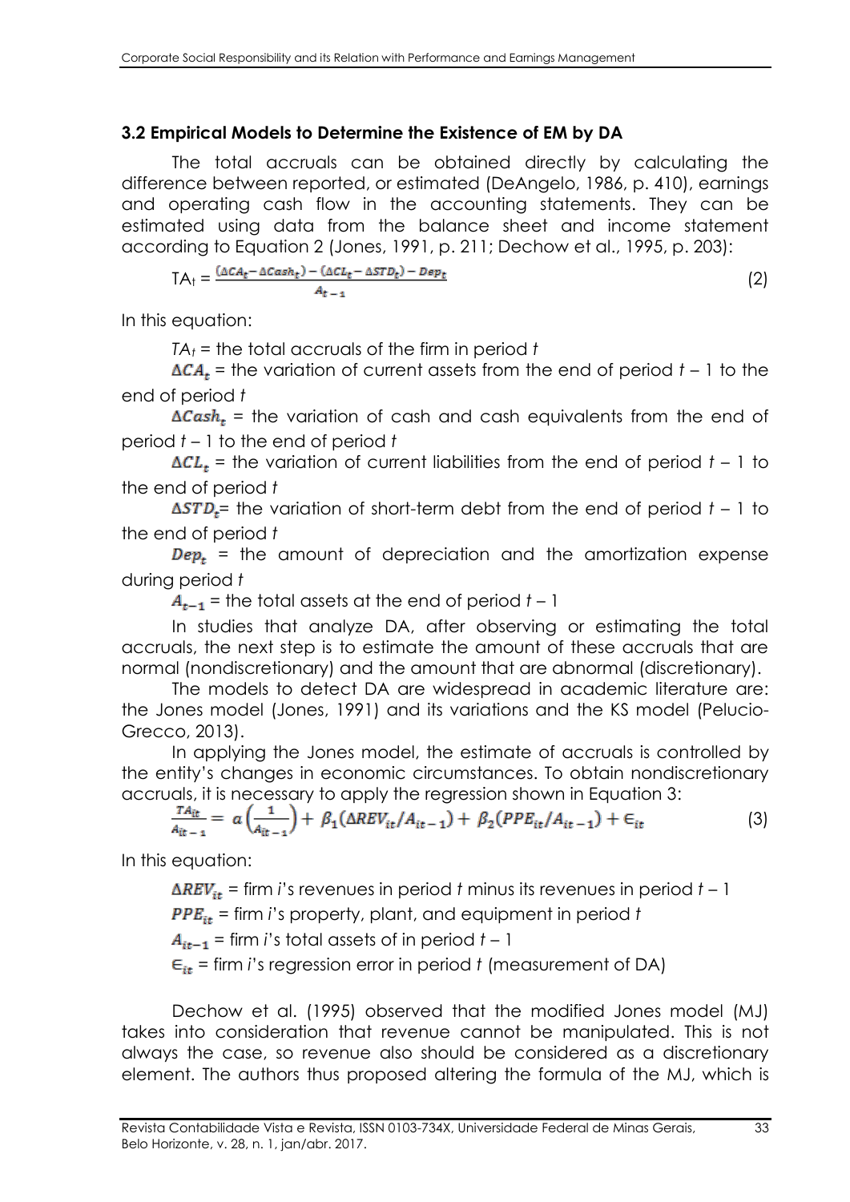### 3.2 Empirical Models to Determine the Existence of EM by DA

The total accruals can be obtained directly by calculating the difference between reported, or estimated (DeAngelo, 1986, p. 410), earnings and operating cash flow in the accounting statements. They can be estimated using data from the balance sheet and income statement according to Equation 2 (Jones, 1991, p. 211; Dechow et al., 1995, p. 203):

$$TA_t = \frac{(\Delta CA_t - \Delta Cash_t) - (\Delta CL_t - \Delta STD_t) - Dep_t}{A_{t-1}} \tag{2}$$

In this equation:

$TA_t$ = the total accruals of the firm in period *t*

$\Delta CA_t$ = the variation of current assets from the end of period *t* – 1 to the end of period *t*

$\Delta Cash_t$ = the variation of cash and cash equivalents from the end of period *t* – 1 to the end of period *t*

$\Delta CL_t$ = the variation of current liabilities from the end of period *t* – 1 to the end of period *t*

$\Delta STD_t$= the variation of short-term debt from the end of period *t* – 1 to the end of period *t*

$Dep_t$ = the amount of depreciation and the amortization expense during period *t*

$A_{t-1}$ = the total assets at the end of period *t* – 1

In studies that analyze DA, after observing or estimating the total accruals, the next step is to estimate the amount of these accruals that are normal (nondiscretionary) and the amount that are abnormal (discretionary).

The models to detect DA are widespread in academic literature are: the Jones model (Jones, 1991) and its variations and the KS model (Pelucio-Grecco, 2013).

In applying the Jones model, the estimate of accruals is controlled by the entity's changes in economic circumstances. To obtain nondiscretionary accruals, it is necessary to apply the regression shown in Equation 3:

$$\frac{TA_{it}}{A_{it-1}} = \alpha\left(\frac{1}{A_{it-1}}\right) + \beta_1(\Delta REV_{it}/A_{it-1}) + \beta_2(PPE_{it}/A_{it-1}) + \epsilon_{it} \tag{3}$$

In this equation:

$\Delta REV_{it}$ = firm *i*'s revenues in period *t* minus its revenues in period *t* – 1

$PPE_{it}$ = firm *i*'s property, plant, and equipment in period *t*

$A_{it-1}$ = firm *i*'s total assets of in period *t* – 1

$\epsilon_{it}$ = firm *i*'s regression error in period *t* (measurement of DA)

Dechow et al. (1995) observed that the modified Jones model (MJ) takes into consideration that revenue cannot be manipulated. This is not always the case, so revenue also should be considered as a discretionary element. The authors thus proposed altering the formula of the MJ, which is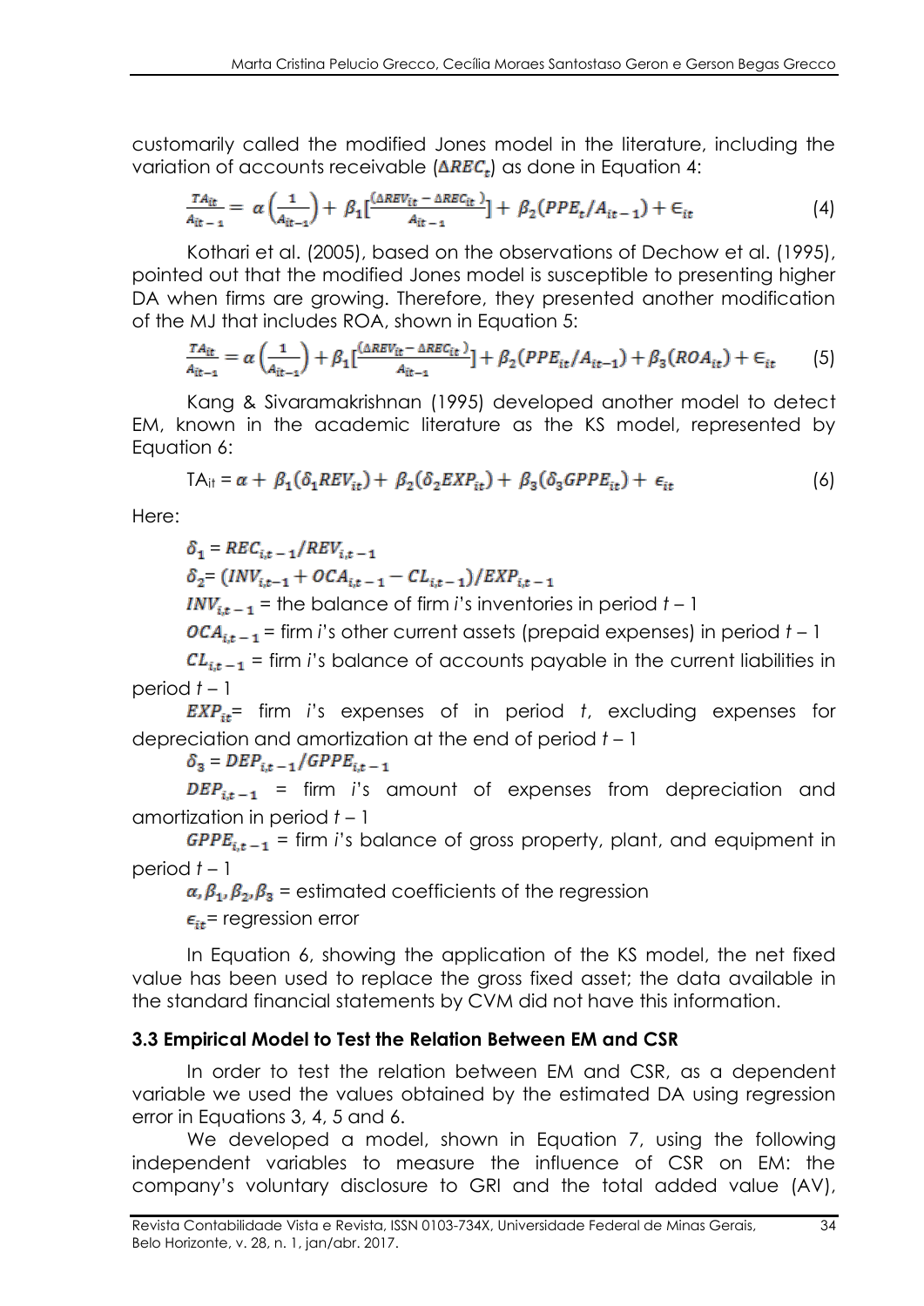customarily called the modified Jones model in the literature, including the variation of accounts receivable ($\Delta REC_t$) as done in Equation 4:

$$\frac{TA_{it}}{A_{it-1}} = \alpha\left(\frac{1}{A_{it-1}}\right) + \beta_1\left[\frac{(\Delta REV_{it} - \Delta REC_{it})}{A_{it-1}}\right] + \beta_2(PPE_t/A_{it-1}) + \epsilon_{it} \quad (4)$$

Kothari et al. (2005), based on the observations of Dechow et al. (1995), pointed out that the modified Jones model is susceptible to presenting higher DA when firms are growing. Therefore, they presented another modification of the MJ that includes ROA, shown in Equation 5:

$$\frac{TA_{it}}{A_{it-1}} = \alpha\left(\frac{1}{A_{it-1}}\right) + \beta_1\left[\frac{(\Delta REV_{it} - \Delta REC_{it})}{A_{it-1}}\right] + \beta_2(PPE_{it}/A_{it-1}) + \beta_3(ROA_{it}) + \epsilon_{it} \quad (5)$$

Kang & Sivaramakrishnan (1995) developed another model to detect EM, known in the academic literature as the KS model, represented by Equation 6:

$$TA_{it} = \alpha + \beta_1(\delta_1 REV_{it}) + \beta_2(\delta_2 EXP_{it}) + \beta_3(\delta_3 GPPE_{it}) + \epsilon_{it} \quad (6)$$

Here:

$\delta_1 = REC_{i,t-1}/REV_{i,t-1}$

$\delta_2 = (INV_{i,t-1} + OCA_{i,t-1} - CL_{i,t-1})/EXP_{i,t-1}$

$INV_{i,t-1}$ = the balance of firm *i*'s inventories in period *t* – 1

$OCA_{i,t-1}$ = firm *i*'s other current assets (prepaid expenses) in period *t* – 1

$CL_{i,t-1}$ = firm *i*'s balance of accounts payable in the current liabilities in period *t* – 1

$EXP_{it}$= firm *i*'s expenses of in period *t*, excluding expenses for depreciation and amortization at the end of period *t* – 1

$\delta_3 = DEP_{i,t-1}/GPPE_{i,t-1}$

$DEP_{i,t-1}$ = firm *i*'s amount of expenses from depreciation and amortization in period *t* – 1

$GPPE_{i,t-1}$ = firm *i*'s balance of gross property, plant, and equipment in period *t* – 1

$\alpha, \beta_1, \beta_2, \beta_3$ = estimated coefficients of the regression

$\epsilon_{it}$= regression error

In Equation 6, showing the application of the KS model, the net fixed value has been used to replace the gross fixed asset; the data available in the standard financial statements by CVM did not have this information.

### 3.3 Empirical Model to Test the Relation Between EM and CSR

In order to test the relation between EM and CSR, as a dependent variable we used the values obtained by the estimated DA using regression error in Equations 3, 4, 5 and 6.

We developed a model, shown in Equation 7, using the following independent variables to measure the influence of CSR on EM: the company's voluntary disclosure to GRI and the total added value (AV),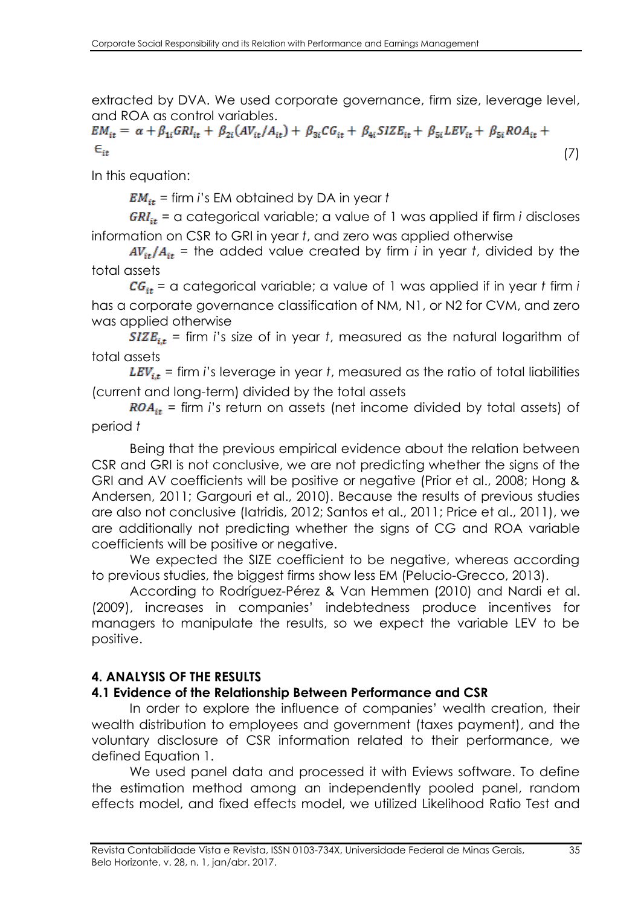extracted by DVA. We used corporate governance, firm size, leverage level, and ROA as control variables.

$$EM_{it} = \alpha + \beta_{1i}GRI_{it} + \beta_{2i}(AV_{it}/A_{it}) + \beta_{3i}CG_{it} + \beta_{4i}SIZE_{it} + \beta_{5i}LEV_{it} + \beta_{5i}ROA_{it} + \epsilon_{it} \quad (7)$$

In this equation:

$EM_{it}$ = firm *i*'s EM obtained by DA in year *t*

$GRI_{it}$ = a categorical variable; a value of 1 was applied if firm *i* discloses information on CSR to GRI in year *t*, and zero was applied otherwise

$AV_{it}/A_{it}$ = the added value created by firm *i* in year *t*, divided by the total assets

$CG_{it}$ = a categorical variable; a value of 1 was applied if in year *t* firm *i* has a corporate governance classification of NM, N1, or N2 for CVM, and zero was applied otherwise

$SIZE_{i,t}$ = firm *i*'s size of in year *t*, measured as the natural logarithm of total assets

$LEV_{i,t}$ = firm *i*'s leverage in year *t*, measured as the ratio of total liabilities (current and long-term) divided by the total assets

$ROA_{it}$ = firm *i*'s return on assets (net income divided by total assets) of period *t*

Being that the previous empirical evidence about the relation between CSR and GRI is not conclusive, we are not predicting whether the signs of the GRI and AV coefficients will be positive or negative (Prior et al., 2008; Hong & Andersen, 2011; Gargouri et al., 2010). Because the results of previous studies are also not conclusive (Iatridis, 2012; Santos et al., 2011; Price et al., 2011), we are additionally not predicting whether the signs of CG and ROA variable coefficients will be positive or negative.

We expected the SIZE coefficient to be negative, whereas according to previous studies, the biggest firms show less EM (Pelucio-Grecco, 2013).

According to Rodríguez-Pérez & Van Hemmen (2010) and Nardi et al. (2009), increases in companies' indebtedness produce incentives for managers to manipulate the results, so we expect the variable LEV to be positive.

## 4. ANALYSIS OF THE RESULTS

### 4.1 Evidence of the Relationship Between Performance and CSR

In order to explore the influence of companies' wealth creation, their wealth distribution to employees and government (taxes payment), and the voluntary disclosure of CSR information related to their performance, we defined Equation 1.

We used panel data and processed it with Eviews software. To define the estimation method among an independently pooled panel, random effects model, and fixed effects model, we utilized Likelihood Ratio Test and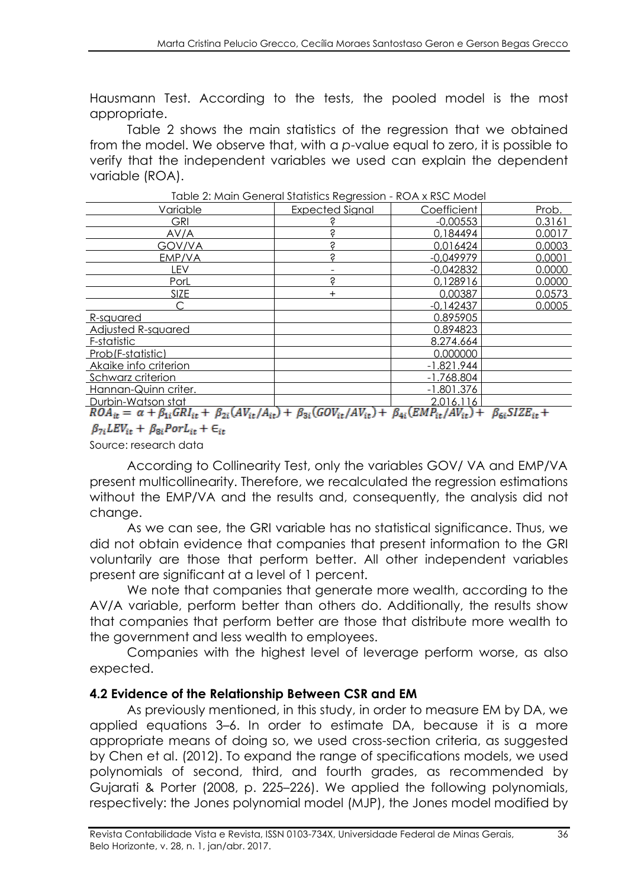Hausmann Test. According to the tests, the pooled model is the most appropriate.

Table 2 shows the main statistics of the regression that we obtained from the model. We observe that, with a *p*-value equal to zero, it is possible to verify that the independent variables we used can explain the dependent variable (ROA).

Table 2: Main General Statistics Regression - ROA x RSC Model

| Variable | Expected Signal | Coefficient | Prob. |
|---|---|---|---|
| GRI | ? | -0,00553 | 0.3161 |
| AV/A | ? | 0,184494 | 0.0017 |
| GOV/VA | ? | 0,016424 | 0.0003 |
| EMP/VA | ? | -0,049979 | 0.0001 |
| LEV | - | -0,042832 | 0.0000 |
| PorL | ? | 0,128916 | 0.0000 |
| SIZE | + | 0,00387 | 0.0573 |
| C | | -0,142437 | 0.0005 |
| R-squared | | 0.895905 | |
| Adjusted R-squared | | 0.894823 | |
| F-statistic | | 8.274.664 | |
| Prob(F-statistic) | | 0.000000 | |
| Akaike info criterion | | -1.821.944 | |
| Schwarz criterion | | -1.768.804 | |
| Hannan-Quinn criter. | | -1.801.376 | |
| Durbin-Watson stat | | 2.016.116 | |

$$ROA_{it} = \alpha + \beta_{1i}GRI_{it} + \beta_{2i}(AV_{it}/A_{it}) + \beta_{3i}(GOV_{it}/AV_{it}) + \beta_{4i}(EMP_{it}/AV_{it}) + \beta_{6i}SIZE_{it} + \beta_{7i}LEV_{it} + \beta_{8i}PorL_{it} + \epsilon_{it}$$

Source: research data

According to Collinearity Test, only the variables GOV/ VA and EMP/VA present multicollinearity. Therefore, we recalculated the regression estimations without the EMP/VA and the results and, consequently, the analysis did not change.

As we can see, the GRI variable has no statistical significance. Thus, we did not obtain evidence that companies that present information to the GRI voluntarily are those that perform better. All other independent variables present are significant at a level of 1 percent.

We note that companies that generate more wealth, according to the AV/A variable, perform better than others do. Additionally, the results show that companies that perform better are those that distribute more wealth to the government and less wealth to employees.

Companies with the highest level of leverage perform worse, as also expected.

### 4.2 Evidence of the Relationship Between CSR and EM

As previously mentioned, in this study, in order to measure EM by DA, we applied equations 3–6. In order to estimate DA, because it is a more appropriate means of doing so, we used cross-section criteria, as suggested by Chen et al. (2012). To expand the range of specifications models, we used polynomials of second, third, and fourth grades, as recommended by Gujarati & Porter (2008, p. 225–226). We applied the following polynomials, respectively: the Jones polynomial model (MJP), the Jones model modified by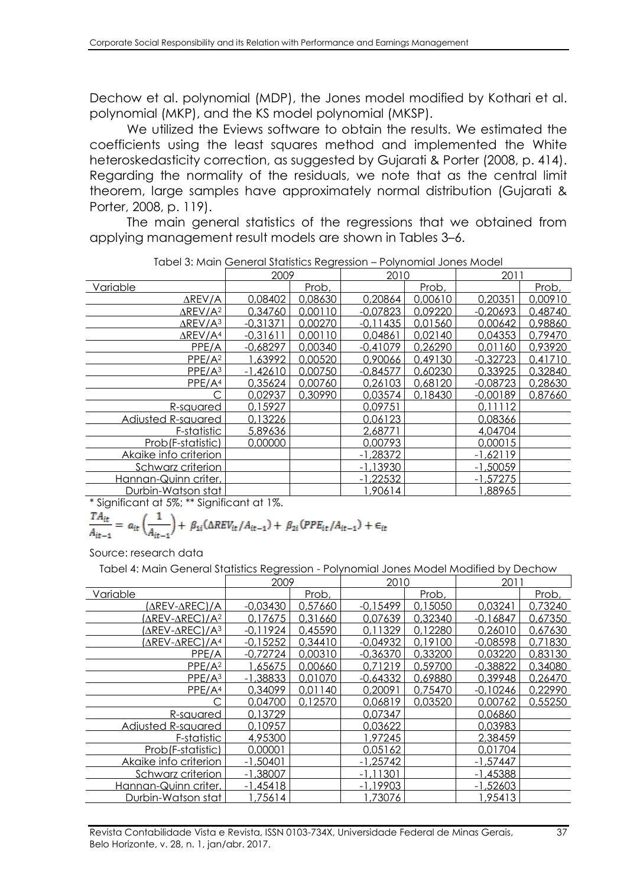Dechow et al. polynomial (MDP), the Jones model modified by Kothari et al. polynomial (MKP), and the KS model polynomial (MKSP).

We utilized the Eviews software to obtain the results. We estimated the coefficients using the least squares method and implemented the White heteroskedasticity correction, as suggested by Gujarati & Porter (2008, p. 414). Regarding the normality of the residuals, we note that as the central limit theorem, large samples have approximately normal distribution (Gujarati & Porter, 2008, p. 119).

The main general statistics of the regressions that we obtained from applying management result models are shown in Tables 3–6.

Tabel 3: Main General Statistics Regression – Polynomial Jones Model

| | 2009 | | 2010 | | 2011 | |
|---|---|---|---|---|---|---|
| Variable | | Prob, | | Prob, | | Prob, |
| ΔREV/A | 0,08402 | 0,08630 | 0,20864 | 0,00610 | 0,20351 | 0,00910 |
| ΔREV/A² | 0,34760 | 0,00110 | -0,07823 | 0,09220 | -0,20693 | 0,48740 |
| ΔREV/A³ | -0,31371 | 0,00270 | -0,11435 | 0,01560 | 0,00642 | 0,98860 |
| ΔREV/A⁴ | -0,31611 | 0,00110 | 0,04861 | 0,02140 | 0,04353 | 0,79470 |
| PPE/A | -0,68297 | 0,00340 | -0,41079 | 0,26290 | 0,01160 | 0,93920 |
| PPE/A² | 1,63992 | 0,00520 | 0,90066 | 0,49130 | -0,32723 | 0,41710 |
| PPE/A³ | -1,42610 | 0,00750 | -0,84577 | 0,60230 | 0,33925 | 0,32840 |
| PPE/A⁴ | 0,35624 | 0,00760 | 0,26103 | 0,68120 | -0,08723 | 0,28630 |
| C | 0,02937 | 0,30990 | 0,03574 | 0,18430 | -0,00189 | 0,87660 |
| R-squared | 0,15927 | | 0,09751 | | 0,11112 | |
| Adjusted R-squared | 0,13226 | | 0,06123 | | 0,08366 | |
| F-statistic | 5,89636 | | 2,68771 | | 4,04704 | |
| Prob(F-statistic) | 0,00000 | | 0,00793 | | 0,00015 | |
| Akaike info criterion | | | -1,28372 | | -1,62119 | |
| Schwarz criterion | | | -1,13930 | | -1,50059 | |
| Hannan-Quinn criter. | | | -1,22532 | | -1,57275 | |
| Durbin-Watson stat | | | 1,90614 | | 1,88965 | |

\* Significant at 5%; ** Significant at 1%.

$$\frac{TA_{it}}{A_{it-1}} = a_{it}\left(\frac{1}{A_{it-1}}\right) + \beta_{1i}(\Delta REV_{it}/A_{it-1}) + \beta_{2i}(PPE_{it}/A_{it-1}) + \epsilon_{it}$$

Source: research data

Tabel 4: Main General Statistics Regression - Polynomial Jones Model Modified by Dechow

| | 2009 | | 2010 | | 2011 | |
|---|---|---|---|---|---|---|
| Variable | | Prob, | | Prob, | | Prob, |
| (ΔREV-ΔREC)/A | -0,03430 | 0,57660 | -0,15499 | 0,15050 | 0,03241 | 0,73240 |
| (ΔREV-ΔREC)/A² | 0,17675 | 0,31660 | 0,07639 | 0,32340 | -0,16847 | 0,67350 |
| (ΔREV-ΔREC)/A³ | -0,11924 | 0,45590 | 0,11329 | 0,12280 | 0,26010 | 0,67630 |
| (ΔREV-ΔREC)/A⁴ | -0,15252 | 0,34410 | -0,04932 | 0,19100 | -0,08598 | 0,71830 |
| PPE/A | -0,72724 | 0,00310 | -0,36370 | 0,33200 | 0,03220 | 0,83130 |
| PPE/A² | 1,65675 | 0,00660 | 0,71219 | 0,59700 | -0,38822 | 0,34080 |
| PPE/A³ | -1,38833 | 0,01070 | -0,64332 | 0,69880 | 0,39948 | 0,26470 |
| PPE/A⁴ | 0,34099 | 0,01140 | 0,20091 | 0,75470 | -0,10246 | 0,22990 |
| C | 0,04700 | 0,12570 | 0,06819 | 0,03520 | 0,00762 | 0,55250 |
| R-squared | 0,13729 | | 0,07347 | | 0,06860 | |
| Adjusted R-squared | 0,10957 | | 0,03622 | | 0,03983 | |
| F-statistic | 4,95300 | | 1,97245 | | 2,38459 | |
| Prob(F-statistic) | 0,00001 | | 0,05162 | | 0,01704 | |
| Akaike info criterion | -1,50401 | | -1,25742 | | -1,57447 | |
| Schwarz criterion | -1,38007 | | -1,11301 | | -1,45388 | |
| Hannan-Quinn criter. | -1,45418 | | -1,19903 | | -1,52603 | |
| Durbin-Watson stat | 1,75614 | | 1,73076 | | 1,95413 | |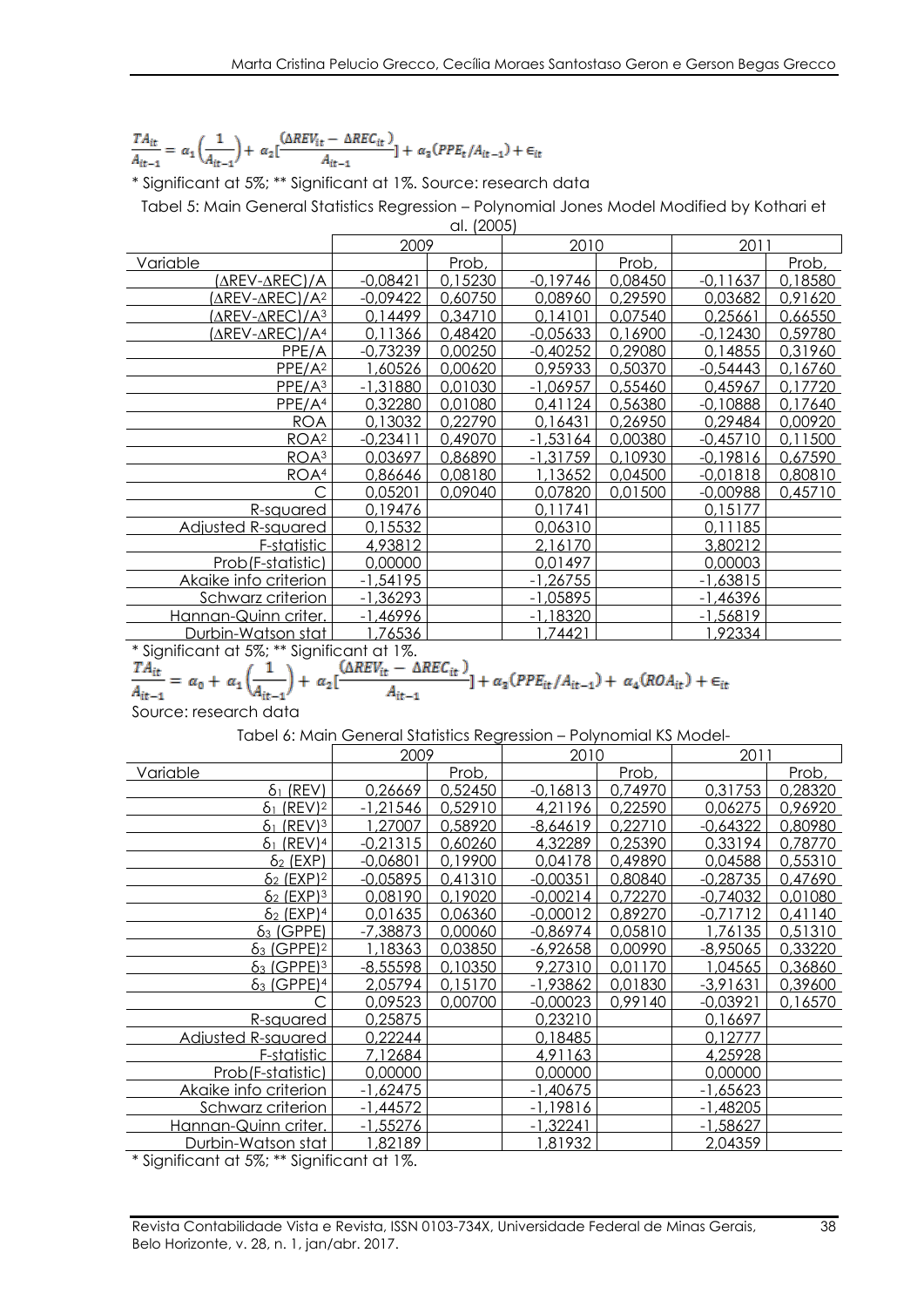$$\frac{TA_{it}}{A_{it-1}} = \alpha_1\left(\frac{1}{A_{it-1}}\right) + \alpha_2\left[\frac{(\Delta REV_{it} - \Delta REC_{it})}{A_{it-1}}\right] + \alpha_3(PPE_t/A_{it-1}) + \epsilon_{it}$$

\* Significant at 5%; \*\* Significant at 1%. Source: research data

Tabel 5: Main General Statistics Regression – Polynomial Jones Model Modified by Kothari et al. (2005)

| | 2009 | | 2010 | | 2011 | |
|---|---|---|---|---|---|---|
| Variable | | Prob, | | Prob, | | Prob, |
| (ΔREV-ΔREC)/A | -0,08421 | 0,15230 | -0,19746 | 0,08450 | -0,11637 | 0,18580 |
| (ΔREV-ΔREC)/A² | -0,09422 | 0,60750 | 0,08960 | 0,29590 | 0,03682 | 0,91620 |
| (ΔREV-ΔREC)/A³ | 0,14499 | 0,34710 | 0,14101 | 0,07540 | 0,25661 | 0,66550 |
| (ΔREV-ΔREC)/A⁴ | 0,11366 | 0,48420 | -0,05633 | 0,16900 | -0,12430 | 0,59780 |
| PPE/A | -0,73239 | 0,00250 | -0,40252 | 0,29080 | 0,14855 | 0,31960 |
| PPE/A² | 1,60526 | 0,00620 | 0,95933 | 0,50370 | -0,54443 | 0,16760 |
| PPE/A³ | -1,31880 | 0,01030 | -1,06957 | 0,55460 | 0,45967 | 0,17720 |
| PPE/A⁴ | 0,32280 | 0,01080 | 0,41124 | 0,56380 | -0,10888 | 0,17640 |
| ROA | 0,13032 | 0,22790 | 0,16431 | 0,26950 | 0,29484 | 0,00920 |
| ROA² | -0,23411 | 0,49070 | -1,53164 | 0,00380 | -0,45710 | 0,11500 |
| ROA³ | 0,03697 | 0,86890 | -1,31759 | 0,10930 | -0,19816 | 0,67590 |
| ROA⁴ | 0,86646 | 0,08180 | 1,13652 | 0,04500 | -0,01818 | 0,80810 |
| C | 0,05201 | 0,09040 | 0,07820 | 0,01500 | -0,00988 | 0,45710 |
| R-squared | 0,19476 | | 0,11741 | | 0,15177 | |
| Adjusted R-squared | 0,15532 | | 0,06310 | | 0,11185 | |
| F-statistic | 4,93812 | | 2,16170 | | 3,80212 | |
| Prob(F-statistic) | 0,00000 | | 0,01497 | | 0,00003 | |
| Akaike info criterion | -1,54195 | | -1,26755 | | -1,63815 | |
| Schwarz criterion | -1,36293 | | -1,05895 | | -1,46396 | |
| Hannan-Quinn criter. | -1,46996 | | -1,18320 | | -1,56819 | |
| Durbin-Watson stat | 1,76536 | | 1,74421 | | 1,92334 | |

\* Significant at 5%; \*\* Significant at 1%.

$$\frac{TA_{it}}{A_{it-1}} = \alpha_0 + \alpha_1\left(\frac{1}{A_{it-1}}\right) + \alpha_2\left[\frac{(\Delta REV_{it} - \Delta REC_{it})}{A_{it-1}}\right] + \alpha_3(PPE_{it}/A_{it-1}) + \alpha_4(ROA_{it}) + \epsilon_{it}$$

Source: research data

Tabel 6: Main General Statistics Regression – Polynomial KS Model-

| | 2009 | | 2010 | | 2011 | |
|---|---|---|---|---|---|---|
| Variable | | Prob, | | Prob, | | Prob, |
| $\delta_1$ (REV) | 0,26669 | 0,52450 | -0,16813 | 0,74970 | 0,31753 | 0,28320 |
| $\delta_1$ (REV)² | -1,21546 | 0,52910 | 4,21196 | 0,22590 | 0,06275 | 0,96920 |
| $\delta_1$ (REV)³ | 1,27007 | 0,58920 | -8,64619 | 0,22710 | -0,64322 | 0,80980 |
| $\delta_1$ (REV)⁴ | -0,21315 | 0,60260 | 4,32289 | 0,25390 | 0,33194 | 0,78770 |
| $\delta_2$ (EXP) | -0,06801 | 0,19900 | 0,04178 | 0,49890 | 0,04588 | 0,55310 |
| $\delta_2$ (EXP)² | -0,05895 | 0,41310 | -0,00351 | 0,80840 | -0,28735 | 0,47690 |
| $\delta_2$ (EXP)³ | 0,08190 | 0,19020 | -0,00214 | 0,72270 | -0,74032 | 0,01080 |
| $\delta_2$ (EXP)⁴ | 0,01635 | 0,06360 | -0,00012 | 0,89270 | -0,71712 | 0,41140 |
| $\delta_3$ (GPPE) | -7,38873 | 0,00060 | -0,86974 | 0,05810 | 1,76135 | 0,51310 |
| $\delta_3$ (GPPE)² | 1,18363 | 0,03850 | -6,92658 | 0,00990 | -8,95065 | 0,33220 |
| $\delta_3$ (GPPE)³ | -8,55598 | 0,10350 | 9,27310 | 0,01170 | 1,04565 | 0,36860 |
| $\delta_3$ (GPPE)⁴ | 2,05794 | 0,15170 | -1,93862 | 0,01830 | -3,91631 | 0,39600 |
| C | 0,09523 | 0,00700 | -0,00023 | 0,99140 | -0,03921 | 0,16570 |
| R-squared | 0,25875 | | 0,23210 | | 0,16697 | |
| Adjusted R-squared | 0,22244 | | 0,18485 | | 0,12777 | |
| F-statistic | 7,12684 | | 4,91163 | | 4,25928 | |
| Prob(F-statistic) | 0,00000 | | 0,00000 | | 0,00000 | |
| Akaike info criterion | -1,62475 | | -1,40675 | | -1,65623 | |
| Schwarz criterion | -1,44572 | | -1,19816 | | -1,48205 | |
| Hannan-Quinn criter. | -1,55276 | | -1,32241 | | -1,58627 | |
| Durbin-Watson stat | 1,82189 | | 1,81932 | | 2,04359 | |

\* Significant at 5%; \*\* Significant at 1%.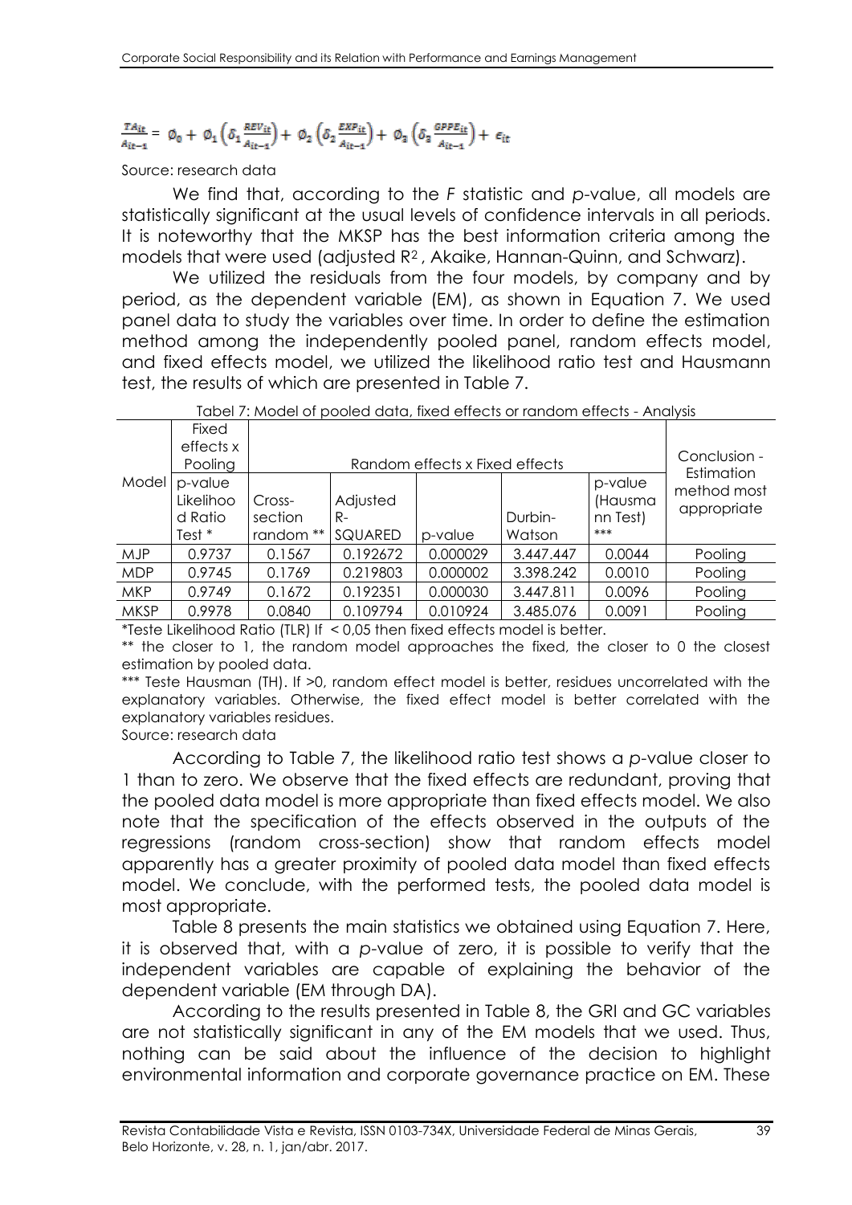$$\frac{TA_{it}}{A_{it-1}} = \emptyset_0 + \emptyset_1\left(\delta_1 \frac{REV_{it}}{A_{it-1}}\right) + \emptyset_2\left(\delta_2 \frac{EXP_{it}}{A_{it-1}}\right) + \emptyset_3\left(\delta_3 \frac{GPPE_{it}}{A_{it-1}}\right) + \epsilon_{it}$$

Source: research data

We find that, according to the *F* statistic and *p*-value, all models are statistically significant at the usual levels of confidence intervals in all periods. It is noteworthy that the MKSP has the best information criteria among the models that were used (adjusted $R^2$, Akaike, Hannan-Quinn, and Schwarz).

We utilized the residuals from the four models, by company and by period, as the dependent variable (EM), as shown in Equation 7. We used panel data to study the variables over time. In order to define the estimation method among the independently pooled panel, random effects model, and fixed effects model, we utilized the likelihood ratio test and Hausmann test, the results of which are presented in Table 7.

Tabel 7: Model of pooled data, fixed effects or random effects - Analysis

| Model | Fixed effects x Pooling | Random effects x Fixed effects | | | | | Conclusion - Estimation method most appropriate |
|---|---|---|---|---|---|---|---|
| | p-value Likelihood Ratio Test * | Cross-section random ** | Adjusted R-SQUARED | p-value | Durbin-Watson | p-value (Hausmann Test) *** | |
| MJP | 0.9737 | 0.1567 | 0.192672 | 0.000029 | 3.447.447 | 0.0044 | Pooling |
| MDP | 0.9745 | 0.1769 | 0.219803 | 0.000002 | 3.398.242 | 0.0010 | Pooling |
| MKP | 0.9749 | 0.1672 | 0.192351 | 0.000030 | 3.447.811 | 0.0096 | Pooling |
| MKSP | 0.9978 | 0.0840 | 0.109794 | 0.010924 | 3.485.076 | 0.0091 | Pooling |

*Teste Likelihood Ratio (TLR) If < 0,05 then fixed effects model is better.

** the closer to 1, the random model approaches the fixed, the closer to 0 the closest estimation by pooled data.

*** Teste Hausman (TH). If >0, random effect model is better, residues uncorrelated with the explanatory variables. Otherwise, the fixed effect model is better correlated with the explanatory variables residues.

Source: research data

According to Table 7, the likelihood ratio test shows a *p*-value closer to 1 than to zero. We observe that the fixed effects are redundant, proving that the pooled data model is more appropriate than fixed effects model. We also note that the specification of the effects observed in the outputs of the regressions (random cross-section) show that random effects model apparently has a greater proximity of pooled data model than fixed effects model. We conclude, with the performed tests, the pooled data model is most appropriate.

Table 8 presents the main statistics we obtained using Equation 7. Here, it is observed that, with a *p*-value of zero, it is possible to verify that the independent variables are capable of explaining the behavior of the dependent variable (EM through DA).

According to the results presented in Table 8, the GRI and GC variables are not statistically significant in any of the EM models that we used. Thus, nothing can be said about the influence of the decision to highlight environmental information and corporate governance practice on EM. These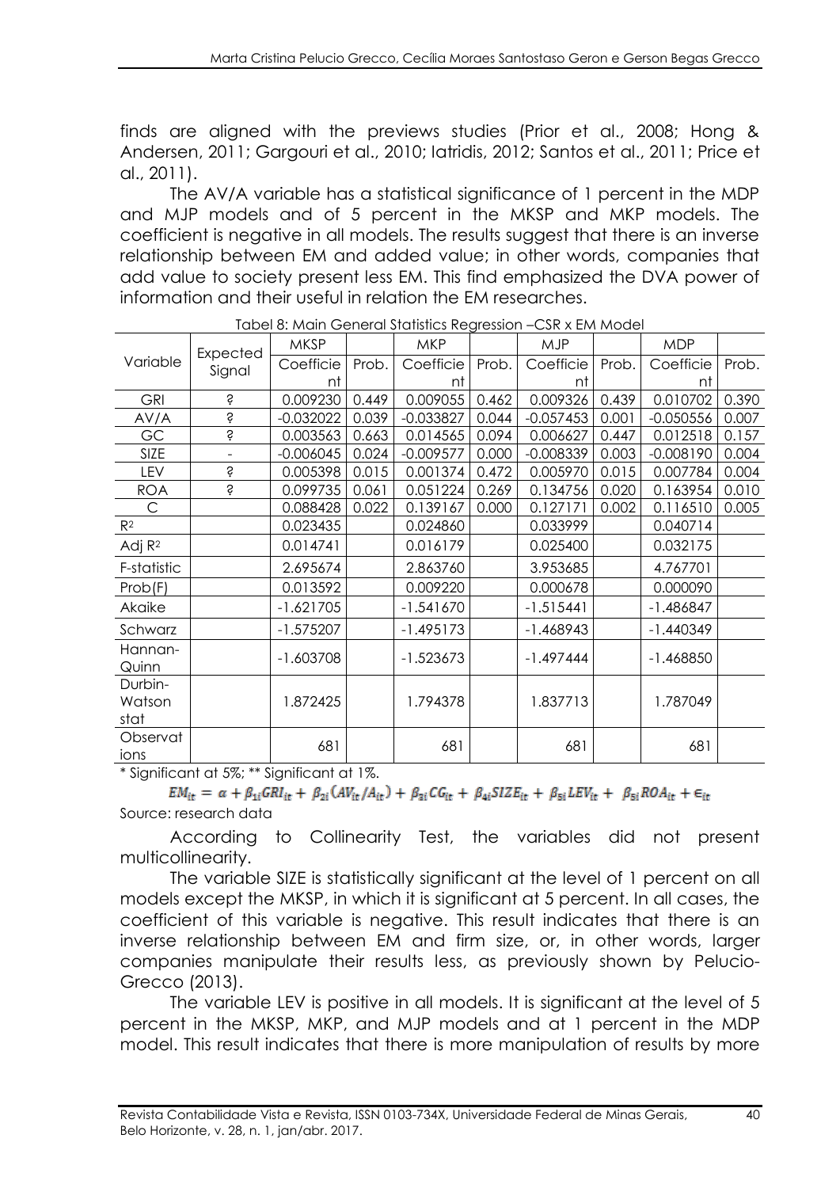finds are aligned with the previews studies (Prior et al., 2008; Hong & Andersen, 2011; Gargouri et al., 2010; Iatridis, 2012; Santos et al., 2011; Price et al., 2011).

The AV/A variable has a statistical significance of 1 percent in the MDP and MJP models and of 5 percent in the MKSP and MKP models. The coefficient is negative in all models. The results suggest that there is an inverse relationship between EM and added value; in other words, companies that add value to society present less EM. This find emphasized the DVA power of information and their useful in relation the EM researches.

Tabel 8: Main General Statistics Regression –CSR x EM Model

| Variable | Expected Signal | MKSP | | MKP | | MJP | | MDP | |
|---|---|---|---|---|---|---|---|---|---|
| | | Coefficient | Prob. | Coefficient | Prob. | Coefficient | Prob. | Coefficient | Prob. |
| GRI | ? | 0.009230 | 0.449 | 0.009055 | 0.462 | 0.009326 | 0.439 | 0.010702 | 0.390 |
| AV/A | ? | -0.032022 | 0.039 | -0.033827 | 0.044 | -0.057453 | 0.001 | -0.050556 | 0.007 |
| GC | ? | 0.003563 | 0.663 | 0.014565 | 0.094 | 0.006627 | 0.447 | 0.012518 | 0.157 |
| SIZE | - | -0.006045 | 0.024 | -0.009577 | 0.000 | -0.008339 | 0.003 | -0.008190 | 0.004 |
| LEV | ? | 0.005398 | 0.015 | 0.001374 | 0.472 | 0.005970 | 0.015 | 0.007784 | 0.004 |
| ROA | ? | 0.099735 | 0.061 | 0.051224 | 0.269 | 0.134756 | 0.020 | 0.163954 | 0.010 |
| C | | 0.088428 | 0.022 | 0.139167 | 0.000 | 0.127171 | 0.002 | 0.116510 | 0.005 |
| $R^2$ | | 0.023435 | | 0.024860 | | 0.033999 | | 0.040714 | |
| Adj $R^2$ | | 0.014741 | | 0.016179 | | 0.025400 | | 0.032175 | |
| F-statistic | | 2.695674 | | 2.863760 | | 3.953685 | | 4.767701 | |
| Prob(F) | | 0.013592 | | 0.009220 | | 0.000678 | | 0.000090 | |
| Akaike | | -1.621705 | | -1.541670 | | -1.515441 | | -1.486847 | |
| Schwarz | | -1.575207 | | -1.495173 | | -1.468943 | | -1.440349 | |
| Hannan-Quinn | | -1.603708 | | -1.523673 | | -1.497444 | | -1.468850 | |
| Durbin-Watson stat | | 1.872425 | | 1.794378 | | 1.837713 | | 1.787049 | |
| Observations | | 681 | | 681 | | 681 | | 681 | |

\* Significant at 5%; ** Significant at 1%.

$$EM_{it} = \alpha + \beta_{1i}GRI_{it} + \beta_{2i}(AV_{it}/A_{it}) + \beta_{3i}CG_{it} + \beta_{4i}SIZE_{it} + \beta_{5i}LEV_{it} + \beta_{5i}ROA_{it} + \epsilon_{it}$$

Source: research data

According to Collinearity Test, the variables did not present multicollinearity.

The variable SIZE is statistically significant at the level of 1 percent on all models except the MKSP, in which it is significant at 5 percent. In all cases, the coefficient of this variable is negative. This result indicates that there is an inverse relationship between EM and firm size, or, in other words, larger companies manipulate their results less, as previously shown by Pelucio-Grecco (2013).

The variable LEV is positive in all models. It is significant at the level of 5 percent in the MKSP, MKP, and MJP models and at 1 percent in the MDP model. This result indicates that there is more manipulation of results by more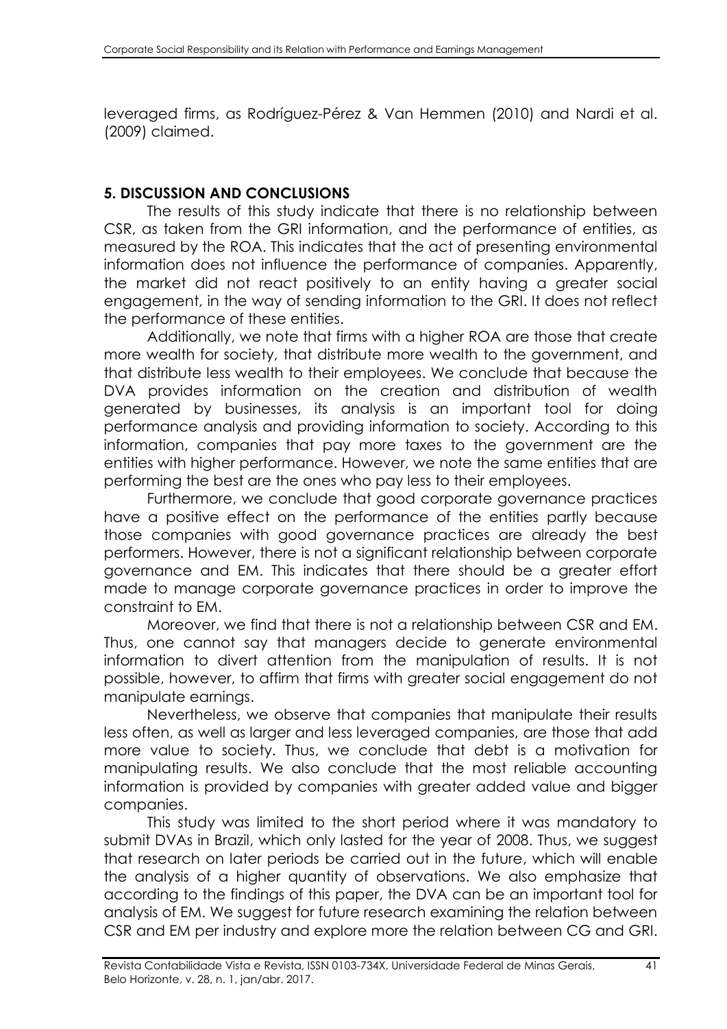leveraged firms, as Rodríguez-Pérez & Van Hemmen (2010) and Nardi et al. (2009) claimed.

## 5. DISCUSSION AND CONCLUSIONS

The results of this study indicate that there is no relationship between CSR, as taken from the GRI information, and the performance of entities, as measured by the ROA. This indicates that the act of presenting environmental information does not influence the performance of companies. Apparently, the market did not react positively to an entity having a greater social engagement, in the way of sending information to the GRI. It does not reflect the performance of these entities.

Additionally, we note that firms with a higher ROA are those that create more wealth for society, that distribute more wealth to the government, and that distribute less wealth to their employees. We conclude that because the DVA provides information on the creation and distribution of wealth generated by businesses, its analysis is an important tool for doing performance analysis and providing information to society. According to this information, companies that pay more taxes to the government are the entities with higher performance. However, we note the same entities that are performing the best are the ones who pay less to their employees.

Furthermore, we conclude that good corporate governance practices have a positive effect on the performance of the entities partly because those companies with good governance practices are already the best performers. However, there is not a significant relationship between corporate governance and EM. This indicates that there should be a greater effort made to manage corporate governance practices in order to improve the constraint to EM.

Moreover, we find that there is not a relationship between CSR and EM. Thus, one cannot say that managers decide to generate environmental information to divert attention from the manipulation of results. It is not possible, however, to affirm that firms with greater social engagement do not manipulate earnings.

Nevertheless, we observe that companies that manipulate their results less often, as well as larger and less leveraged companies, are those that add more value to society. Thus, we conclude that debt is a motivation for manipulating results. We also conclude that the most reliable accounting information is provided by companies with greater added value and bigger companies.

This study was limited to the short period where it was mandatory to submit DVAs in Brazil, which only lasted for the year of 2008. Thus, we suggest that research on later periods be carried out in the future, which will enable the analysis of a higher quantity of observations. We also emphasize that according to the findings of this paper, the DVA can be an important tool for analysis of EM. We suggest for future research examining the relation between CSR and EM per industry and explore more the relation between CG and GRI.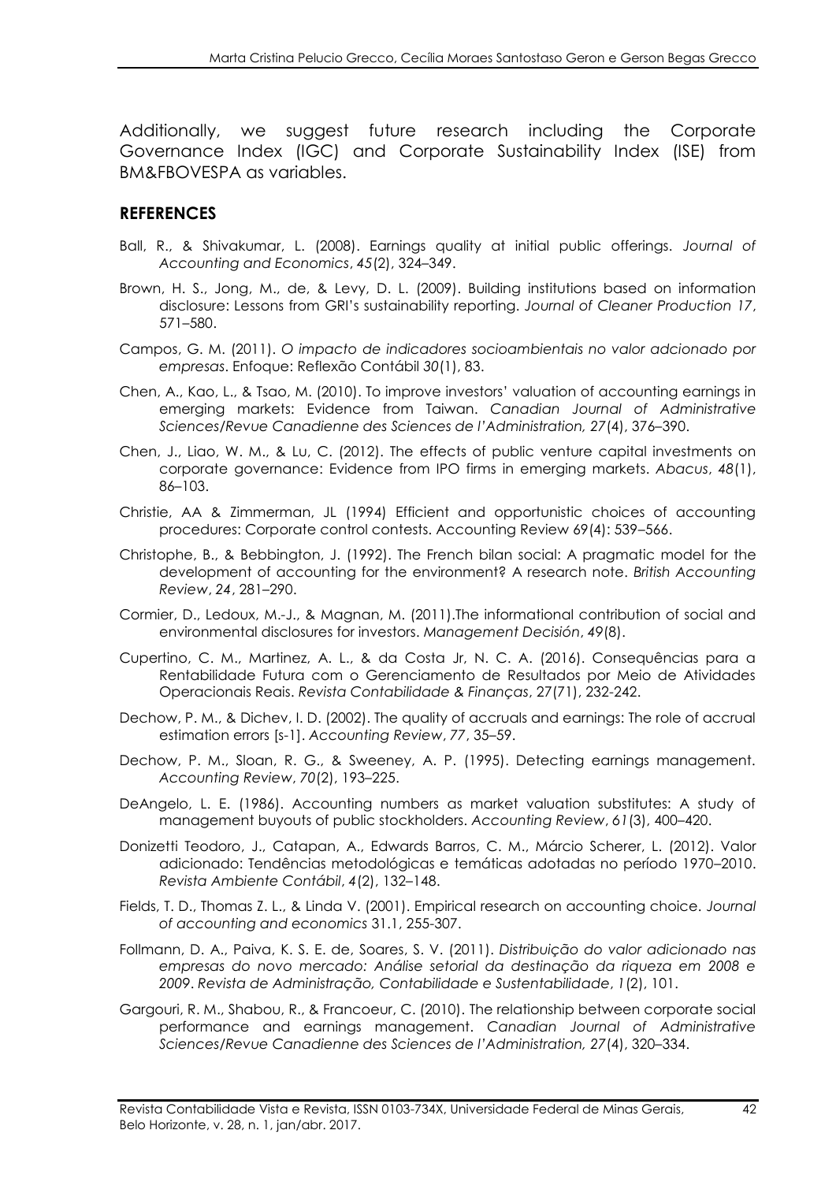Additionally, we suggest future research including the Corporate Governance Index (IGC) and Corporate Sustainability Index (ISE) from BM&FBOVESPA as variables.

## REFERENCES

Ball, R., & Shivakumar, L. (2008). Earnings quality at initial public offerings. *Journal of Accounting and Economics*, *45*(2), 324–349.

Brown, H. S., Jong, M., de, & Levy, D. L. (2009). Building institutions based on information disclosure: Lessons from GRI's sustainability reporting. *Journal of Cleaner Production 17*, 571–580.

Campos, G. M. (2011). *O impacto de indicadores socioambientais no valor adcionado por empresas*. Enfoque: Reflexão Contábil *30*(1), 83.

Chen, A., Kao, L., & Tsao, M. (2010). To improve investors' valuation of accounting earnings in emerging markets: Evidence from Taiwan. *Canadian Journal of Administrative Sciences/Revue Canadienne des Sciences de l'Administration, 27*(4), 376–390.

Chen, J., Liao, W. M., & Lu, C. (2012). The effects of public venture capital investments on corporate governance: Evidence from IPO firms in emerging markets. *Abacus*, *48*(1), 86–103.

Christie, AA & Zimmerman, JL (1994) Efficient and opportunistic choices of accounting procedures: Corporate control contests. Accounting Review 69(4): 539–566.

Christophe, B., & Bebbington, J. (1992). The French bilan social: A pragmatic model for the development of accounting for the environment? A research note. *British Accounting Review*, *24*, 281–290.

Cormier, D., Ledoux, M.-J., & Magnan, M. (2011).The informational contribution of social and environmental disclosures for investors. *Management Decisión*, *49*(8).

Cupertino, C. M., Martinez, A. L., & da Costa Jr, N. C. A. (2016). Consequências para a Rentabilidade Futura com o Gerenciamento de Resultados por Meio de Atividades Operacionais Reais. *Revista Contabilidade & Finanças*, 27(71), 232-242.

Dechow, P. M., & Dichev, I. D. (2002). The quality of accruals and earnings: The role of accrual estimation errors [s-1]. *Accounting Review*, *77*, 35–59.

Dechow, P. M., Sloan, R. G., & Sweeney, A. P. (1995). Detecting earnings management. *Accounting Review*, *70*(2), 193–225.

DeAngelo, L. E. (1986). Accounting numbers as market valuation substitutes: A study of management buyouts of public stockholders. *Accounting Review*, *61*(3), 400–420.

Donizetti Teodoro, J., Catapan, A., Edwards Barros, C. M., Márcio Scherer, L. (2012). Valor adicionado: Tendências metodológicas e temáticas adotadas no período 1970–2010. *Revista Ambiente Contábil*, *4*(2), 132–148.

Fields, T. D., Thomas Z. L., & Linda V. (2001). Empirical research on accounting choice. *Journal of accounting and economics* 31.1, 255-307.

Follmann, D. A., Paiva, K. S. E. de, Soares, S. V. (2011). *Distribuição do valor adicionado nas empresas do novo mercado: Análise setorial da destinação da riqueza em 2008 e 2009*. *Revista de Administração, Contabilidade e Sustentabilidade*, *1*(2), 101.

Gargouri, R. M., Shabou, R., & Francoeur, C. (2010). The relationship between corporate social performance and earnings management. *Canadian Journal of Administrative Sciences/Revue Canadienne des Sciences de l'Administration, 27*(4), 320–334.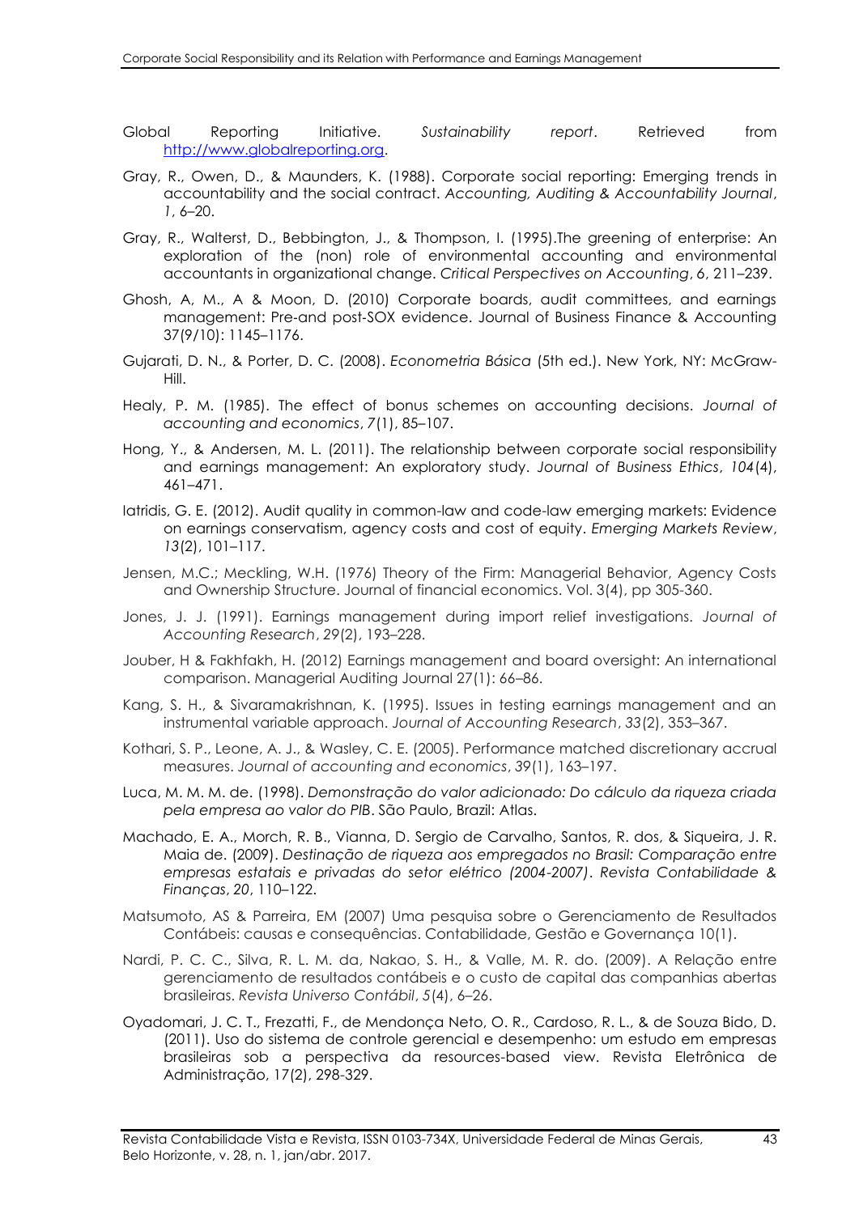Global Reporting Initiative. *Sustainability report*. Retrieved from http://www.globalreporting.org.

Gray, R., Owen, D., & Maunders, K. (1988). Corporate social reporting: Emerging trends in accountability and the social contract. *Accounting, Auditing & Accountability Journal*, *1*, 6–20.

Gray, R., Walterst, D., Bebbington, J., & Thompson, I. (1995).The greening of enterprise: An exploration of the (non) role of environmental accounting and environmental accountants in organizational change. *Critical Perspectives on Accounting*, 6, 211–239.

Ghosh, A, M., A & Moon, D. (2010) Corporate boards, audit committees, and earnings management: Pre-and post-SOX evidence. Journal of Business Finance & Accounting 37(9/10): 1145–1176.

Gujarati, D. N., & Porter, D. C. (2008). *Econometria Básica* (5th ed.). New York, NY: McGraw-Hill.

Healy, P. M. (1985). The effect of bonus schemes on accounting decisions. *Journal of accounting and economics*, *7*(1), 85–107.

Hong, Y., & Andersen, M. L. (2011). The relationship between corporate social responsibility and earnings management: An exploratory study. *Journal of Business Ethics*, *104*(4), 461–471.

Iatridis, G. E. (2012). Audit quality in common-law and code-law emerging markets: Evidence on earnings conservatism, agency costs and cost of equity. *Emerging Markets Review*, *13*(2), 101–117.

Jensen, M.C.; Meckling, W.H. (1976) Theory of the Firm: Managerial Behavior, Agency Costs and Ownership Structure. Journal of financial economics. Vol. 3(4), pp 305-360.

Jones, J. J. (1991). Earnings management during import relief investigations. *Journal of Accounting Research*, 29(2), 193–228.

Jouber, H & Fakhfakh, H. (2012) Earnings management and board oversight: An international comparison. Managerial Auditing Journal 27(1): 66–86.

Kang, S. H., & Sivaramakrishnan, K. (1995). Issues in testing earnings management and an instrumental variable approach. *Journal of Accounting Research*, *33*(2), 353–367.

Kothari, S. P., Leone, A. J., & Wasley, C. E. (2005). Performance matched discretionary accrual measures. *Journal of accounting and economics*, *39*(1), 163–197.

Luca, M. M. M. de. (1998). *Demonstração do valor adicionado: Do cálculo da riqueza criada pela empresa ao valor do PIB*. São Paulo, Brazil: Atlas.

Machado, E. A., Morch, R. B., Vianna, D. Sergio de Carvalho, Santos, R. dos, & Siqueira, J. R. Maia de. (2009). *Destinação de riqueza aos empregados no Brasil: Comparação entre empresas estatais e privadas do setor elétrico (2004-2007)*. *Revista Contabilidade & Finanças*, *20*, 110–122.

Matsumoto, AS & Parreira, EM (2007) Uma pesquisa sobre o Gerenciamento de Resultados Contábeis: causas e consequências. Contabilidade, Gestão e Governança 10(1).

Nardi, P. C. C., Silva, R. L. M. da, Nakao, S. H., & Valle, M. R. do. (2009). A Relação entre gerenciamento de resultados contábeis e o custo de capital das companhias abertas brasileiras. *Revista Universo Contábil*, *5*(4), 6–26.

Oyadomari, J. C. T., Frezatti, F., de Mendonça Neto, O. R., Cardoso, R. L., & de Souza Bido, D. (2011). Uso do sistema de controle gerencial e desempenho: um estudo em empresas brasileiras sob a perspectiva da resources-based view. Revista Eletrônica de Administração, 17(2), 298-329.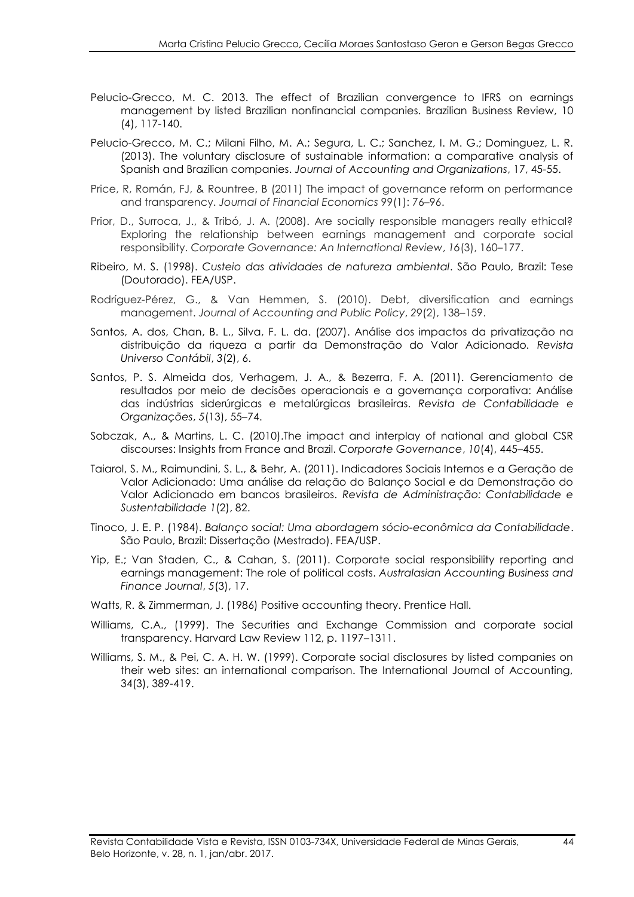Pelucio-Grecco, M. C. 2013. The effect of Brazilian convergence to IFRS on earnings management by listed Brazilian nonfinancial companies. Brazilian Business Review, 10 (4), 117-140.

Pelucio-Grecco, M. C.; Milani Filho, M. A.; Segura, L. C.; Sanchez, I. M. G.; Dominguez, L. R. (2013). The voluntary disclosure of sustainable information: a comparative analysis of Spanish and Brazilian companies. *Journal of Accounting and Organizations*, 17, 45-55.

Price, R, Román, FJ, & Rountree, B (2011) The impact of governance reform on performance and transparency. *Journal of Financial Economics* 99(1): 76–96.

Prior, D., Surroca, J., & Tribó, J. A. (2008). Are socially responsible managers really ethical? Exploring the relationship between earnings management and corporate social responsibility. *Corporate Governance: An International Review*, *16*(3), 160–177.

Ribeiro, M. S. (1998). *Custeio das atividades de natureza ambiental*. São Paulo, Brazil: Tese (Doutorado). FEA/USP.

Rodríguez-Pérez, G., & Van Hemmen, S. (2010). Debt, diversification and earnings management. *Journal of Accounting and Public Policy*, *29*(2), 138–159.

Santos, A. dos, Chan, B. L., Silva, F. L. da. (2007). Análise dos impactos da privatização na distribuição da riqueza a partir da Demonstração do Valor Adicionado. *Revista Universo Contábil*, *3*(2), 6.

Santos, P. S. Almeida dos, Verhagem, J. A., & Bezerra, F. A. (2011). Gerenciamento de resultados por meio de decisões operacionais e a governança corporativa: Análise das indústrias siderúrgicas e metalúrgicas brasileiras. *Revista de Contabilidade e Organizações*, *5*(13), 55–74.

Sobczak, A., & Martins, L. C. (2010).The impact and interplay of national and global CSR discourses: Insights from France and Brazil. *Corporate Governance*, *10*(4), 445–455.

Taiarol, S. M., Raimundini, S. L., & Behr, A. (2011). Indicadores Sociais Internos e a Geração de Valor Adicionado: Uma análise da relação do Balanço Social e da Demonstração do Valor Adicionado em bancos brasileiros. *Revista de Administração: Contabilidade e Sustentabilidade 1*(2), 82.

Tinoco, J. E. P. (1984). *Balanço social: Uma abordagem sócio-econômica da Contabilidade*. São Paulo, Brazil: Dissertação (Mestrado). FEA/USP.

Yip, E.; Van Staden, C., & Cahan, S. (2011). Corporate social responsibility reporting and earnings management: The role of political costs. *Australasian Accounting Business and Finance Journal*, *5*(3), 17.

Watts, R. & Zimmerman, J. (1986) Positive accounting theory. Prentice Hall.

Williams, C.A., (1999). The Securities and Exchange Commission and corporate social transparency. Harvard Law Review 112, p. 1197–1311.

Williams, S. M., & Pei, C. A. H. W. (1999). Corporate social disclosures by listed companies on their web sites: an international comparison. The International Journal of Accounting, 34(3), 389-419.